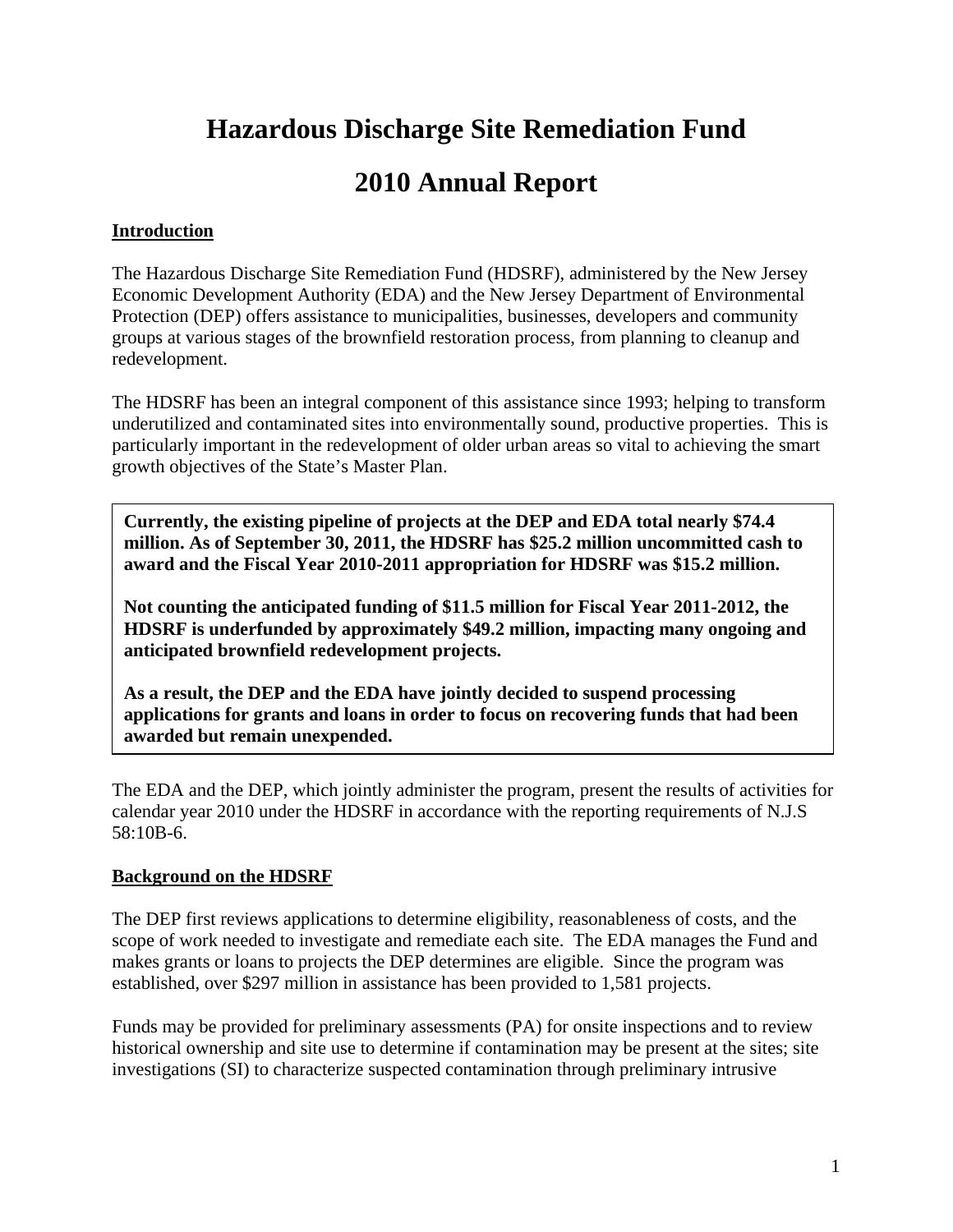# Hazardous Discharge Site Remediation Fund

# 2010 Annual Report

## Introduction

The Hazardous Discharge Site Remediation Fund (HDSRF), administered by the New Jersey Economic Development Authority (EDA) and the New Jersey Department of Environmental Protection (DEP) offers assistance to municipalities, businesses, developers and community groups at various stages of the brownfield restoration process, from planning to cleanup and redevelopment.

The HDSRF has been an integral component of this assistance since 1993; helping to transform underutilized and contaminated sites into environmentally sound, productive properties. This is particularly important in the redevelopment of older urban areas so vital to achieving the smart growth objectives of the State's Master Plan.

**Currently, the existing pipeline of projects at the DEP and EDA total nearly $74.4 million. As of September 30, 2011, the HDSRF has $25.2 million uncommitted cash to award and the Fiscal Year 2010-2011 appropriation for HDSRF was $15.2 million.**

**Not counting the anticipated funding of $11.5 million for Fiscal Year 2011-2012, the HDSRF is underfunded by approximately $49.2 million, impacting many ongoing and anticipated brownfield redevelopment projects.**

**As a result, the DEP and the EDA have jointly decided to suspend processing applications for grants and loans in order to focus on recovering funds that had been awarded but remain unexpended.**

The EDA and the DEP, which jointly administer the program, present the results of activities for calendar year 2010 under the HDSRF in accordance with the reporting requirements of N.J.S 58:10B-6.

## Background on the HDSRF

The DEP first reviews applications to determine eligibility, reasonableness of costs, and the scope of work needed to investigate and remediate each site. The EDA manages the Fund and makes grants or loans to projects the DEP determines are eligible. Since the program was established, over $297 million in assistance has been provided to 1,581 projects.

Funds may be provided for preliminary assessments (PA) for onsite inspections and to review historical ownership and site use to determine if contamination may be present at the sites; site investigations (SI) to characterize suspected contamination through preliminary intrusive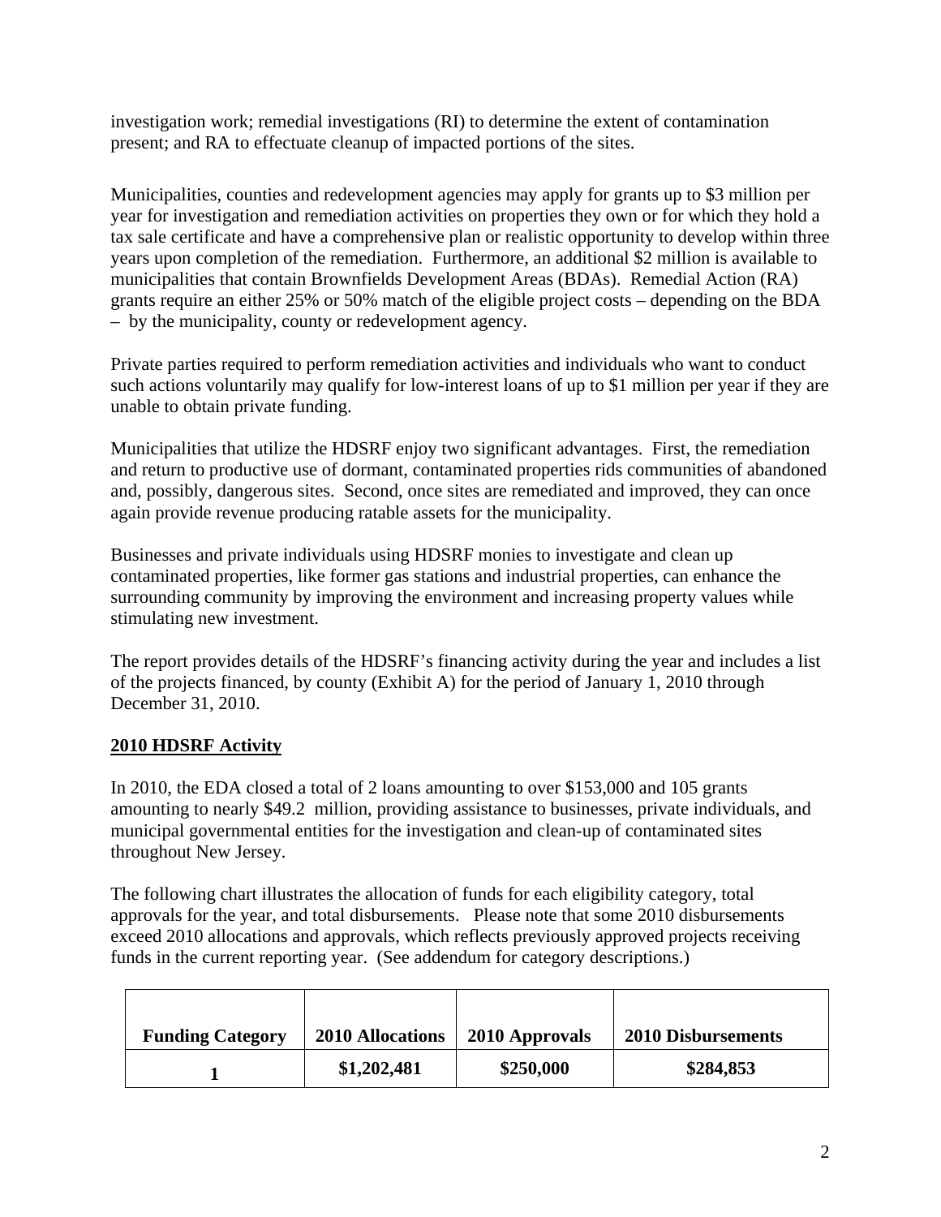investigation work; remedial investigations (RI) to determine the extent of contamination present; and RA to effectuate cleanup of impacted portions of the sites.

Municipalities, counties and redevelopment agencies may apply for grants up to $3 million per year for investigation and remediation activities on properties they own or for which they hold a tax sale certificate and have a comprehensive plan or realistic opportunity to develop within three years upon completion of the remediation. Furthermore, an additional $2 million is available to municipalities that contain Brownfields Development Areas (BDAs). Remedial Action (RA) grants require an either 25% or 50% match of the eligible project costs – depending on the BDA – by the municipality, county or redevelopment agency.

Private parties required to perform remediation activities and individuals who want to conduct such actions voluntarily may qualify for low-interest loans of up to $1 million per year if they are unable to obtain private funding.

Municipalities that utilize the HDSRF enjoy two significant advantages. First, the remediation and return to productive use of dormant, contaminated properties rids communities of abandoned and, possibly, dangerous sites. Second, once sites are remediated and improved, they can once again provide revenue producing ratable assets for the municipality.

Businesses and private individuals using HDSRF monies to investigate and clean up contaminated properties, like former gas stations and industrial properties, can enhance the surrounding community by improving the environment and increasing property values while stimulating new investment.

The report provides details of the HDSRF's financing activity during the year and includes a list of the projects financed, by county (Exhibit A) for the period of January 1, 2010 through December 31, 2010.

## 2010 HDSRF Activity

In 2010, the EDA closed a total of 2 loans amounting to over $153,000 and 105 grants amounting to nearly $49.2 million, providing assistance to businesses, private individuals, and municipal governmental entities for the investigation and clean-up of contaminated sites throughout New Jersey.

The following chart illustrates the allocation of funds for each eligibility category, total approvals for the year, and total disbursements. Please note that some 2010 disbursements exceed 2010 allocations and approvals, which reflects previously approved projects receiving funds in the current reporting year. (See addendum for category descriptions.)

| Funding Category | 2010 Allocations | 2010 Approvals | 2010 Disbursements |
|---|---|---|---|
| 1 | $1,202,481 | $250,000 | $284,853 |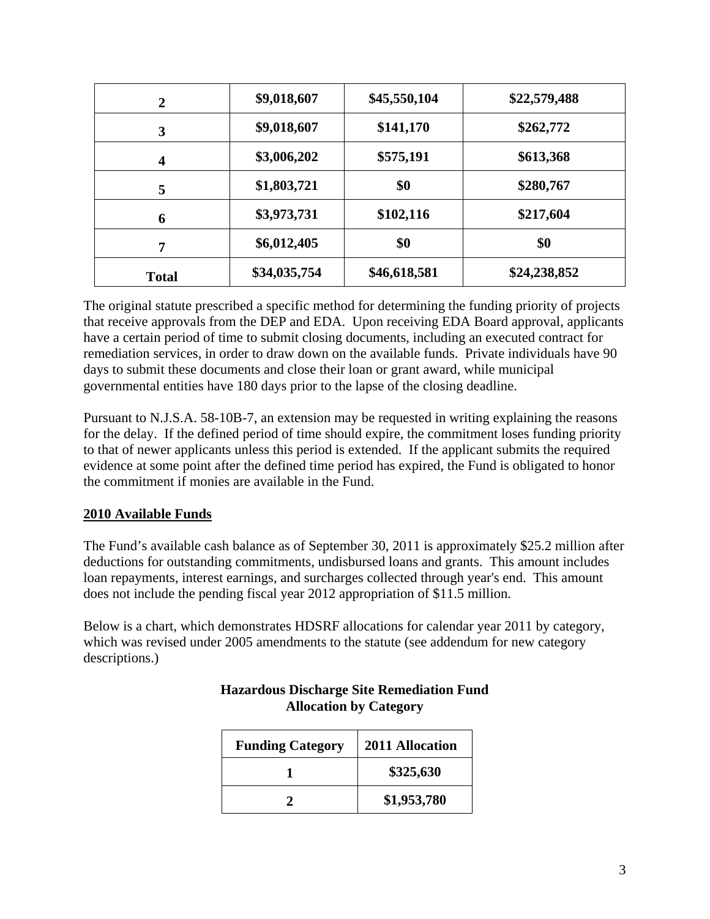| 2 | $9,018,607 | $45,550,104 | $22,579,488 |
|---|---|---|---|
| 3 | $9,018,607 | $141,170 | $262,772 |
| 4 | $3,006,202 | $575,191 | $613,368 |
| 5 | $1,803,721 | $0 | $280,767 |
| 6 | $3,973,731 | $102,116 | $217,604 |
| 7 | $6,012,405 | $0 | $0 |
| **Total** | **$34,035,754** | **$46,618,581** | **$24,238,852** |

The original statute prescribed a specific method for determining the funding priority of projects that receive approvals from the DEP and EDA. Upon receiving EDA Board approval, applicants have a certain period of time to submit closing documents, including an executed contract for remediation services, in order to draw down on the available funds. Private individuals have 90 days to submit these documents and close their loan or grant award, while municipal governmental entities have 180 days prior to the lapse of the closing deadline.

Pursuant to N.J.S.A. 58-10B-7, an extension may be requested in writing explaining the reasons for the delay. If the defined period of time should expire, the commitment loses funding priority to that of newer applicants unless this period is extended. If the applicant submits the required evidence at some point after the defined time period has expired, the Fund is obligated to honor the commitment if monies are available in the Fund.

## 2010 Available Funds

The Fund's available cash balance as of September 30, 2011 is approximately $25.2 million after deductions for outstanding commitments, undisbursed loans and grants. This amount includes loan repayments, interest earnings, and surcharges collected through year's end. This amount does not include the pending fiscal year 2012 appropriation of $11.5 million.

Below is a chart, which demonstrates HDSRF allocations for calendar year 2011 by category, which was revised under 2005 amendments to the statute (see addendum for new category descriptions.)

**Hazardous Discharge Site Remediation Fund**
**Allocation by Category**

| Funding Category | 2011 Allocation |
|---|---|
| 1 | $325,630 |
| 2 | $1,953,780 |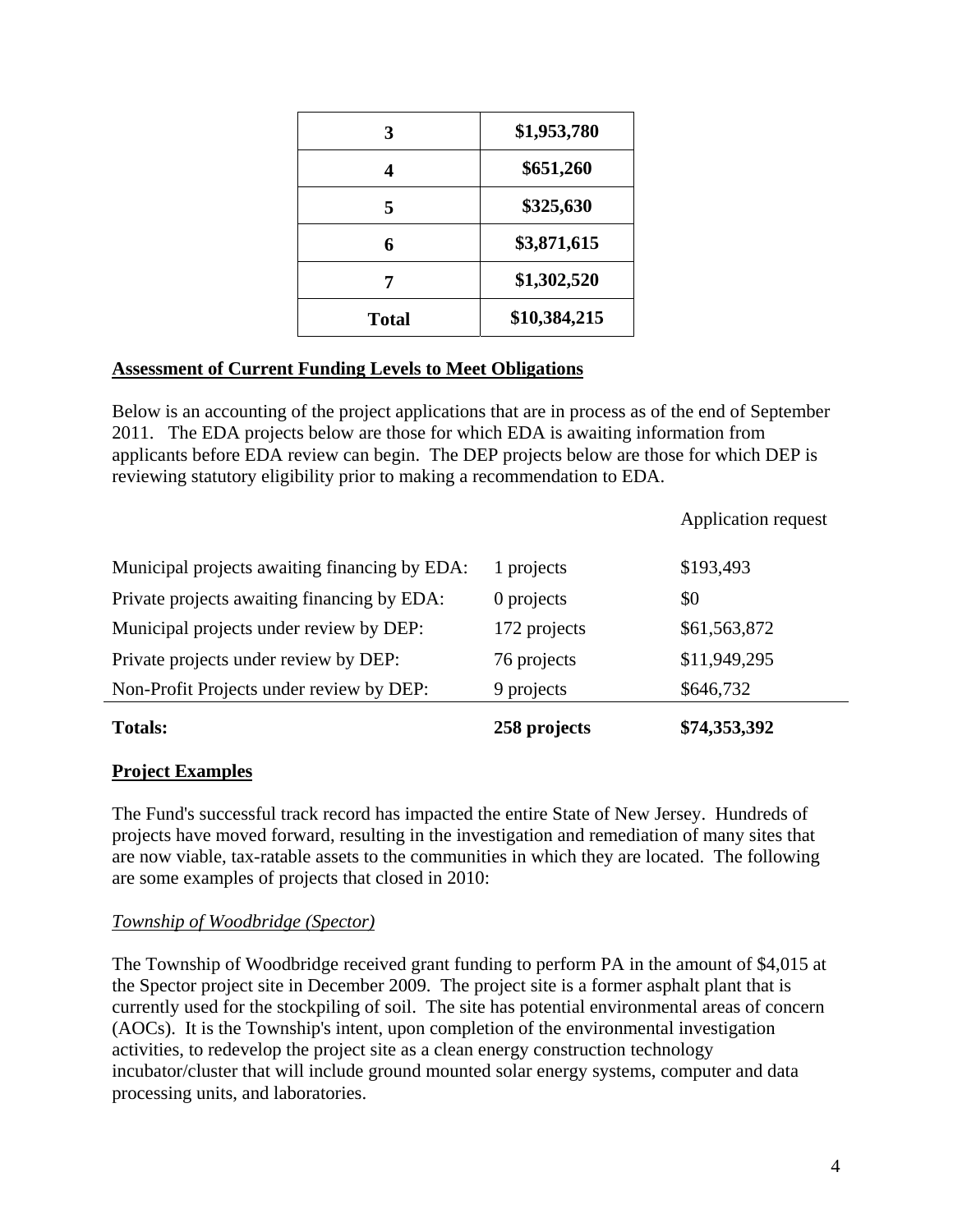| | |
|---|---|
| **3** | **$1,953,780** |
| **4** | **$651,260** |
| **5** | **$325,630** |
| **6** | **$3,871,615** |
| **7** | **$1,302,520** |
| **Total** | **$10,384,215** |

**Assessment of Current Funding Levels to Meet Obligations**

Below is an accounting of the project applications that are in process as of the end of September 2011. The EDA projects below are those for which EDA is awaiting information from applicants before EDA review can begin. The DEP projects below are those for which DEP is reviewing statutory eligibility prior to making a recommendation to EDA.

| | | Application request |
|---|---|---|
| Municipal projects awaiting financing by EDA: | 1 projects | $193,493 |
| Private projects awaiting financing by EDA: | 0 projects | $0 |
| Municipal projects under review by DEP: | 172 projects | $61,563,872 |
| Private projects under review by DEP: | 76 projects | $11,949,295 |
| Non-Profit Projects under review by DEP: | 9 projects | $646,732 |
| **Totals:** | **258 projects** | **$74,353,392** |

**Project Examples**

The Fund's successful track record has impacted the entire State of New Jersey. Hundreds of projects have moved forward, resulting in the investigation and remediation of many sites that are now viable, tax-ratable assets to the communities in which they are located. The following are some examples of projects that closed in 2010:

*Township of Woodbridge (Spector)*

The Township of Woodbridge received grant funding to perform PA in the amount of $4,015 at the Spector project site in December 2009. The project site is a former asphalt plant that is currently used for the stockpiling of soil. The site has potential environmental areas of concern (AOCs). It is the Township's intent, upon completion of the environmental investigation activities, to redevelop the project site as a clean energy construction technology incubator/cluster that will include ground mounted solar energy systems, computer and data processing units, and laboratories.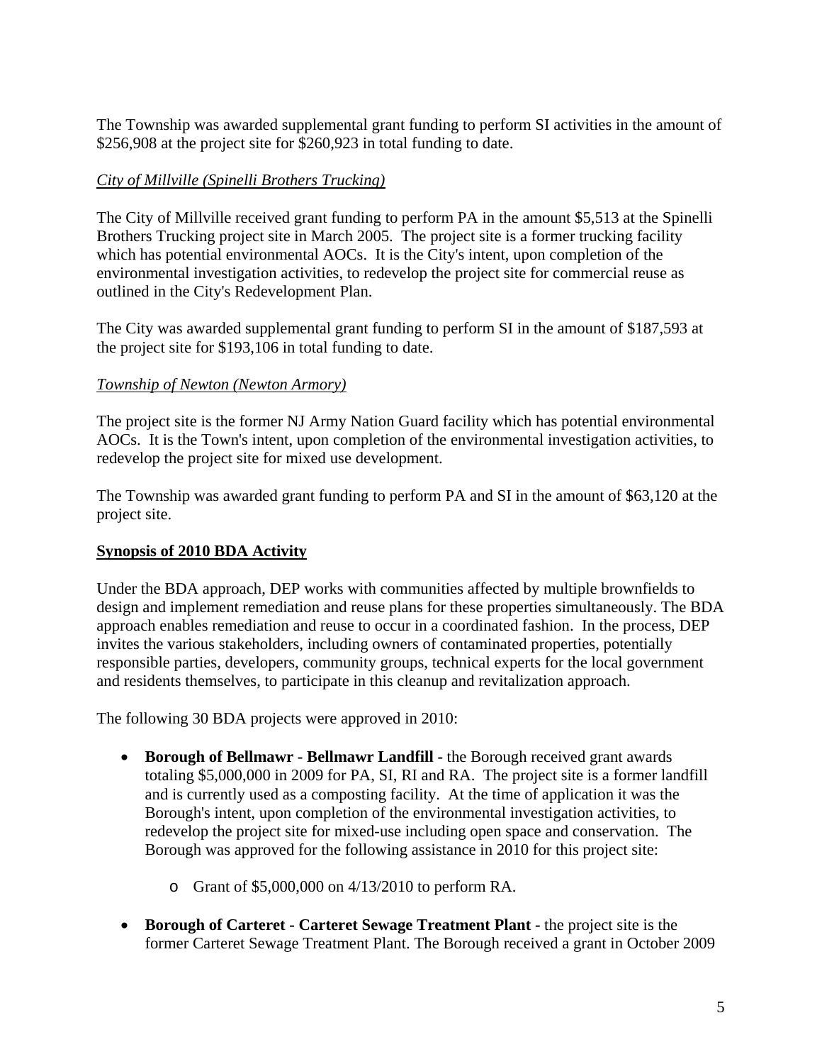The Township was awarded supplemental grant funding to perform SI activities in the amount of $256,908 at the project site for $260,923 in total funding to date.

*City of Millville (Spinelli Brothers Trucking)*

The City of Millville received grant funding to perform PA in the amount $5,513 at the Spinelli Brothers Trucking project site in March 2005. The project site is a former trucking facility which has potential environmental AOCs. It is the City's intent, upon completion of the environmental investigation activities, to redevelop the project site for commercial reuse as outlined in the City's Redevelopment Plan.

The City was awarded supplemental grant funding to perform SI in the amount of $187,593 at the project site for $193,106 in total funding to date.

*Township of Newton (Newton Armory)*

The project site is the former NJ Army Nation Guard facility which has potential environmental AOCs. It is the Town's intent, upon completion of the environmental investigation activities, to redevelop the project site for mixed use development.

The Township was awarded grant funding to perform PA and SI in the amount of $63,120 at the project site.

**Synopsis of 2010 BDA Activity**

Under the BDA approach, DEP works with communities affected by multiple brownfields to design and implement remediation and reuse plans for these properties simultaneously. The BDA approach enables remediation and reuse to occur in a coordinated fashion. In the process, DEP invites the various stakeholders, including owners of contaminated properties, potentially responsible parties, developers, community groups, technical experts for the local government and residents themselves, to participate in this cleanup and revitalization approach.

The following 30 BDA projects were approved in 2010:

- **Borough of Bellmawr - Bellmawr Landfill -** the Borough received grant awards totaling $5,000,000 in 2009 for PA, SI, RI and RA. The project site is a former landfill and is currently used as a composting facility. At the time of application it was the Borough's intent, upon completion of the environmental investigation activities, to redevelop the project site for mixed-use including open space and conservation. The Borough was approved for the following assistance in 2010 for this project site:
  - Grant of $5,000,000 on 4/13/2010 to perform RA.
- **Borough of Carteret - Carteret Sewage Treatment Plant -** the project site is the former Carteret Sewage Treatment Plant. The Borough received a grant in October 2009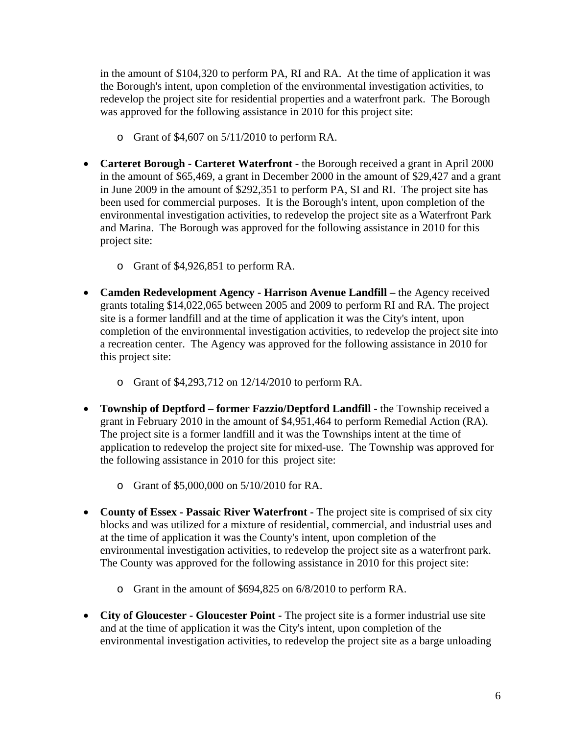in the amount of $104,320 to perform PA, RI and RA. At the time of application it was the Borough's intent, upon completion of the environmental investigation activities, to redevelop the project site for residential properties and a waterfront park. The Borough was approved for the following assistance in 2010 for this project site:

- Grant of $4,607 on 5/11/2010 to perform RA.

- **Carteret Borough - Carteret Waterfront -** the Borough received a grant in April 2000 in the amount of $65,469, a grant in December 2000 in the amount of $29,427 and a grant in June 2009 in the amount of $292,351 to perform PA, SI and RI. The project site has been used for commercial purposes. It is the Borough's intent, upon completion of the environmental investigation activities, to redevelop the project site as a Waterfront Park and Marina. The Borough was approved for the following assistance in 2010 for this project site:
  - Grant of $4,926,851 to perform RA.

- **Camden Redevelopment Agency - Harrison Avenue Landfill –** the Agency received grants totaling $14,022,065 between 2005 and 2009 to perform RI and RA. The project site is a former landfill and at the time of application it was the City's intent, upon completion of the environmental investigation activities, to redevelop the project site into a recreation center. The Agency was approved for the following assistance in 2010 for this project site:
  - Grant of $4,293,712 on 12/14/2010 to perform RA.

- **Township of Deptford – former Fazzio/Deptford Landfill -** the Township received a grant in February 2010 in the amount of $4,951,464 to perform Remedial Action (RA). The project site is a former landfill and it was the Townships intent at the time of application to redevelop the project site for mixed-use. The Township was approved for the following assistance in 2010 for this project site:
  - Grant of $5,000,000 on 5/10/2010 for RA.

- **County of Essex - Passaic River Waterfront -** The project site is comprised of six city blocks and was utilized for a mixture of residential, commercial, and industrial uses and at the time of application it was the County's intent, upon completion of the environmental investigation activities, to redevelop the project site as a waterfront park. The County was approved for the following assistance in 2010 for this project site:
  - Grant in the amount of $694,825 on 6/8/2010 to perform RA.

- **City of Gloucester - Gloucester Point -** The project site is a former industrial use site and at the time of application it was the City's intent, upon completion of the environmental investigation activities, to redevelop the project site as a barge unloading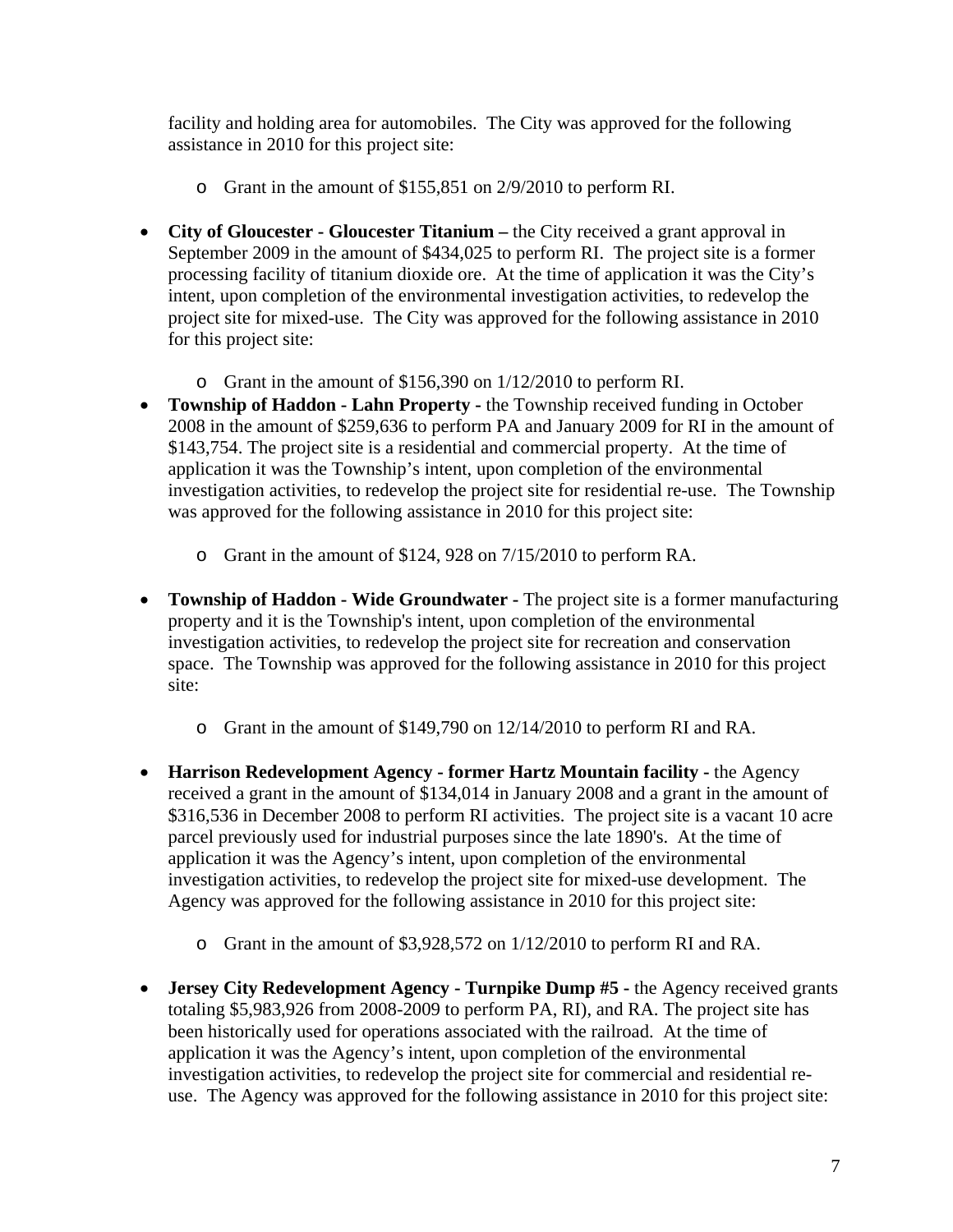facility and holding area for automobiles. The City was approved for the following assistance in 2010 for this project site:

- Grant in the amount of $155,851 on 2/9/2010 to perform RI.

- **City of Gloucester - Gloucester Titanium –** the City received a grant approval in September 2009 in the amount of $434,025 to perform RI. The project site is a former processing facility of titanium dioxide ore. At the time of application it was the City's intent, upon completion of the environmental investigation activities, to redevelop the project site for mixed-use. The City was approved for the following assistance in 2010 for this project site:

  - Grant in the amount of $156,390 on 1/12/2010 to perform RI.

- **Township of Haddon - Lahn Property -** the Township received funding in October 2008 in the amount of $259,636 to perform PA and January 2009 for RI in the amount of $143,754. The project site is a residential and commercial property. At the time of application it was the Township's intent, upon completion of the environmental investigation activities, to redevelop the project site for residential re-use. The Township was approved for the following assistance in 2010 for this project site:

  - Grant in the amount of $124, 928 on 7/15/2010 to perform RA.

- **Township of Haddon - Wide Groundwater -** The project site is a former manufacturing property and it is the Township's intent, upon completion of the environmental investigation activities, to redevelop the project site for recreation and conservation space. The Township was approved for the following assistance in 2010 for this project site:

  - Grant in the amount of $149,790 on 12/14/2010 to perform RI and RA.

- **Harrison Redevelopment Agency - former Hartz Mountain facility -** the Agency received a grant in the amount of $134,014 in January 2008 and a grant in the amount of $316,536 in December 2008 to perform RI activities. The project site is a vacant 10 acre parcel previously used for industrial purposes since the late 1890's. At the time of application it was the Agency's intent, upon completion of the environmental investigation activities, to redevelop the project site for mixed-use development. The Agency was approved for the following assistance in 2010 for this project site:

  - Grant in the amount of $3,928,572 on 1/12/2010 to perform RI and RA.

- **Jersey City Redevelopment Agency - Turnpike Dump #5 -** the Agency received grants totaling $5,983,926 from 2008-2009 to perform PA, RI), and RA. The project site has been historically used for operations associated with the railroad. At the time of application it was the Agency's intent, upon completion of the environmental investigation activities, to redevelop the project site for commercial and residential re-use. The Agency was approved for the following assistance in 2010 for this project site: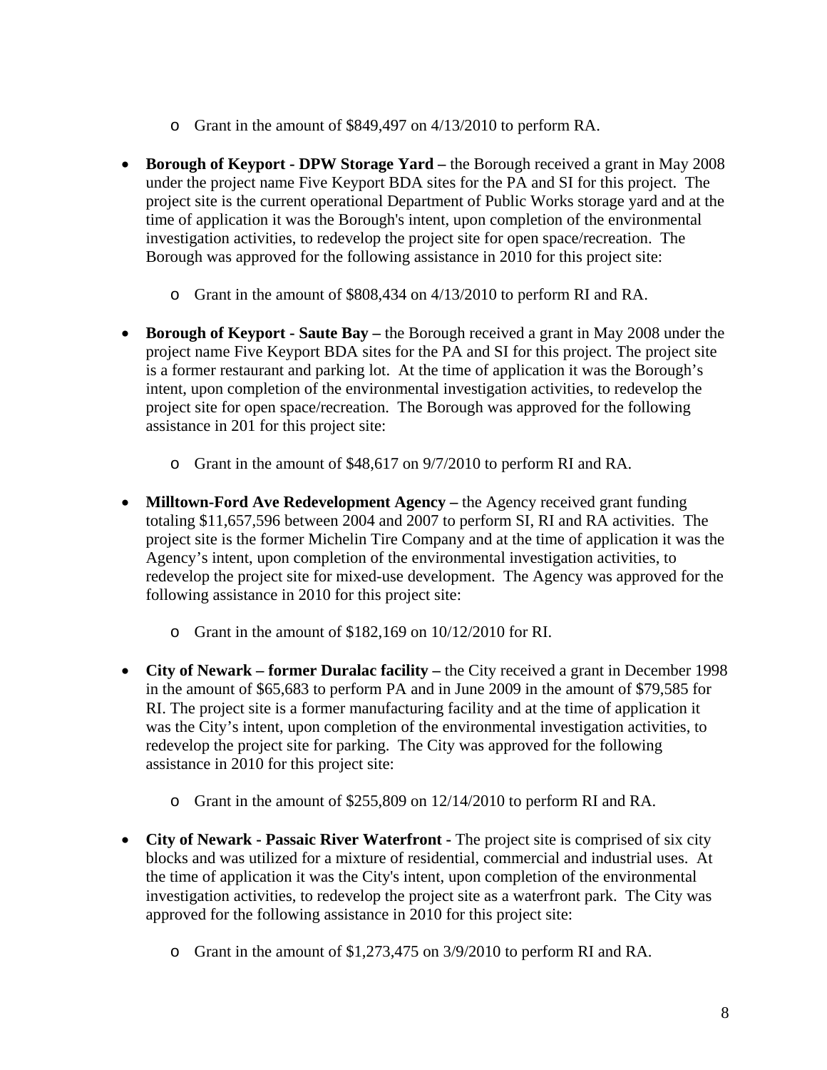- Grant in the amount of $849,497 on 4/13/2010 to perform RA.

- **Borough of Keyport - DPW Storage Yard –** the Borough received a grant in May 2008 under the project name Five Keyport BDA sites for the PA and SI for this project. The project site is the current operational Department of Public Works storage yard and at the time of application it was the Borough's intent, upon completion of the environmental investigation activities, to redevelop the project site for open space/recreation. The Borough was approved for the following assistance in 2010 for this project site:

  - Grant in the amount of $808,434 on 4/13/2010 to perform RI and RA.

- **Borough of Keyport - Saute Bay –** the Borough received a grant in May 2008 under the project name Five Keyport BDA sites for the PA and SI for this project. The project site is a former restaurant and parking lot. At the time of application it was the Borough's intent, upon completion of the environmental investigation activities, to redevelop the project site for open space/recreation. The Borough was approved for the following assistance in 201 for this project site:

  - Grant in the amount of $48,617 on 9/7/2010 to perform RI and RA.

- **Milltown-Ford Ave Redevelopment Agency –** the Agency received grant funding totaling $11,657,596 between 2004 and 2007 to perform SI, RI and RA activities. The project site is the former Michelin Tire Company and at the time of application it was the Agency's intent, upon completion of the environmental investigation activities, to redevelop the project site for mixed-use development. The Agency was approved for the following assistance in 2010 for this project site:

  - Grant in the amount of $182,169 on 10/12/2010 for RI.

- **City of Newark – former Duralac facility –** the City received a grant in December 1998 in the amount of $65,683 to perform PA and in June 2009 in the amount of $79,585 for RI. The project site is a former manufacturing facility and at the time of application it was the City's intent, upon completion of the environmental investigation activities, to redevelop the project site for parking. The City was approved for the following assistance in 2010 for this project site:

  - Grant in the amount of $255,809 on 12/14/2010 to perform RI and RA.

- **City of Newark - Passaic River Waterfront -** The project site is comprised of six city blocks and was utilized for a mixture of residential, commercial and industrial uses. At the time of application it was the City's intent, upon completion of the environmental investigation activities, to redevelop the project site as a waterfront park. The City was approved for the following assistance in 2010 for this project site:

  - Grant in the amount of $1,273,475 on 3/9/2010 to perform RI and RA.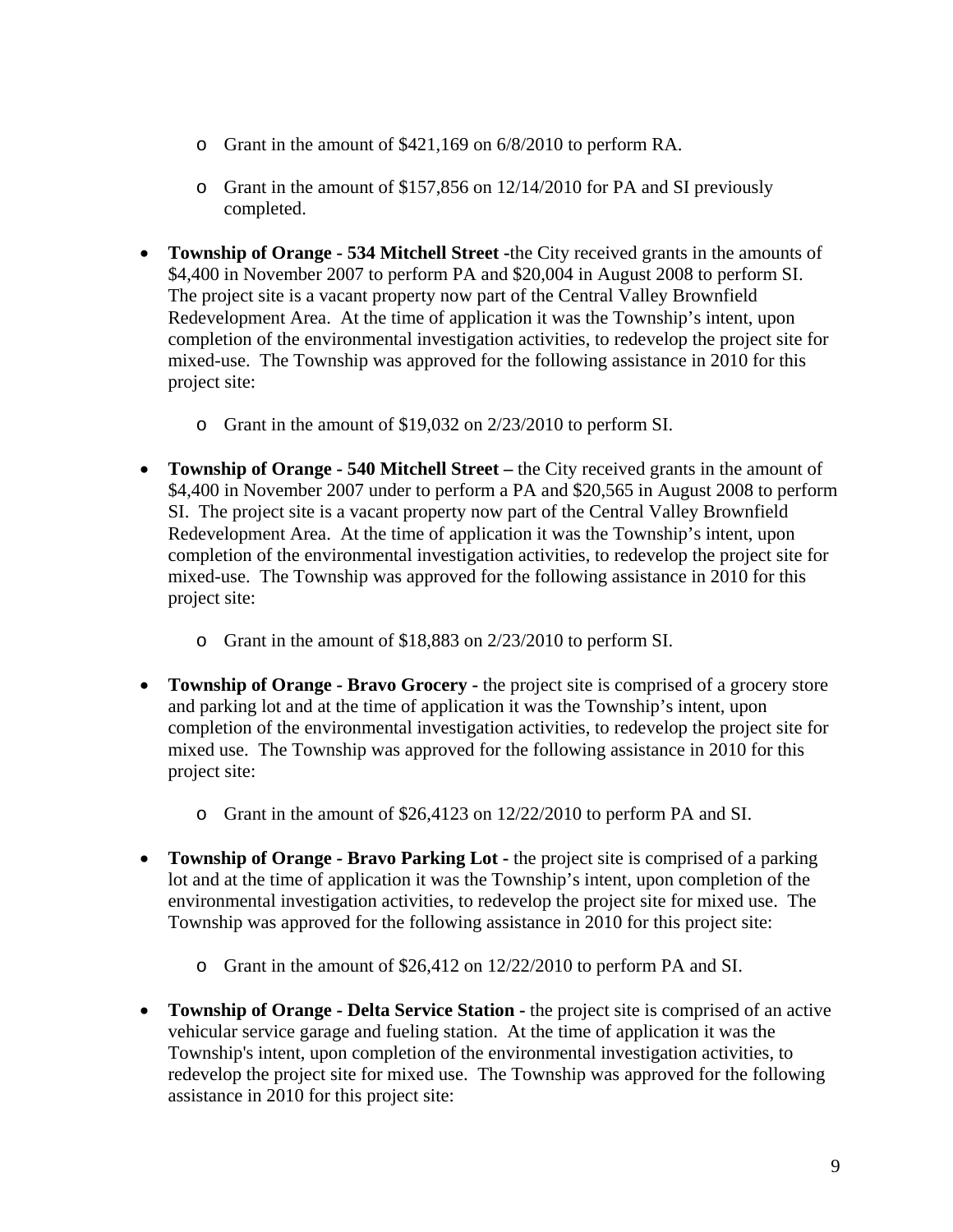- Grant in the amount of $421,169 on 6/8/2010 to perform RA.
  - Grant in the amount of $157,856 on 12/14/2010 for PA and SI previously completed.

- **Township of Orange - 534 Mitchell Street -**the City received grants in the amounts of $4,400 in November 2007 to perform PA and $20,004 in August 2008 to perform SI. The project site is a vacant property now part of the Central Valley Brownfield Redevelopment Area. At the time of application it was the Township's intent, upon completion of the environmental investigation activities, to redevelop the project site for mixed-use. The Township was approved for the following assistance in 2010 for this project site:
  - Grant in the amount of $19,032 on 2/23/2010 to perform SI.

- **Township of Orange - 540 Mitchell Street –** the City received grants in the amount of $4,400 in November 2007 under to perform a PA and $20,565 in August 2008 to perform SI. The project site is a vacant property now part of the Central Valley Brownfield Redevelopment Area. At the time of application it was the Township's intent, upon completion of the environmental investigation activities, to redevelop the project site for mixed-use. The Township was approved for the following assistance in 2010 for this project site:
  - Grant in the amount of $18,883 on 2/23/2010 to perform SI.

- **Township of Orange - Bravo Grocery -** the project site is comprised of a grocery store and parking lot and at the time of application it was the Township's intent, upon completion of the environmental investigation activities, to redevelop the project site for mixed use. The Township was approved for the following assistance in 2010 for this project site:
  - Grant in the amount of $26,4123 on 12/22/2010 to perform PA and SI.

- **Township of Orange - Bravo Parking Lot -** the project site is comprised of a parking lot and at the time of application it was the Township's intent, upon completion of the environmental investigation activities, to redevelop the project site for mixed use. The Township was approved for the following assistance in 2010 for this project site:
  - Grant in the amount of $26,412 on 12/22/2010 to perform PA and SI.

- **Township of Orange - Delta Service Station -** the project site is comprised of an active vehicular service garage and fueling station. At the time of application it was the Township's intent, upon completion of the environmental investigation activities, to redevelop the project site for mixed use. The Township was approved for the following assistance in 2010 for this project site: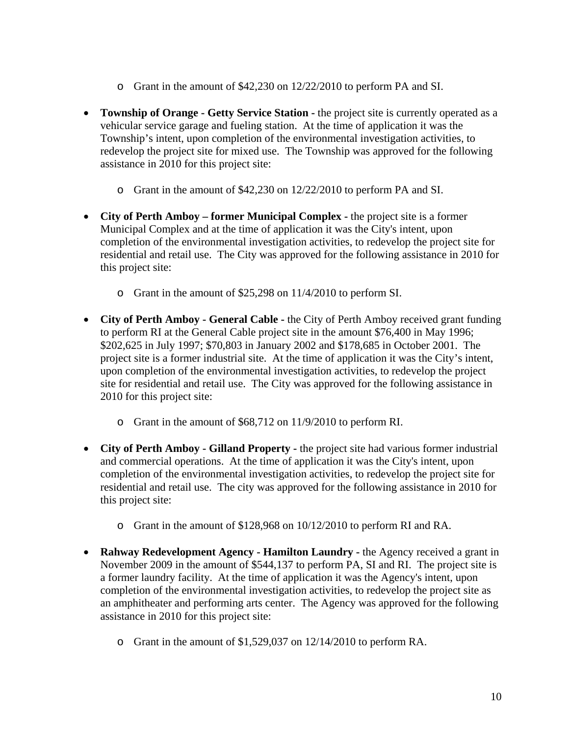- Grant in the amount of $42,230 on 12/22/2010 to perform PA and SI.

- **Township of Orange - Getty Service Station -** the project site is currently operated as a vehicular service garage and fueling station. At the time of application it was the Township's intent, upon completion of the environmental investigation activities, to redevelop the project site for mixed use. The Township was approved for the following assistance in 2010 for this project site:

  - Grant in the amount of $42,230 on 12/22/2010 to perform PA and SI.

- **City of Perth Amboy – former Municipal Complex -** the project site is a former Municipal Complex and at the time of application it was the City's intent, upon completion of the environmental investigation activities, to redevelop the project site for residential and retail use. The City was approved for the following assistance in 2010 for this project site:

  - Grant in the amount of $25,298 on 11/4/2010 to perform SI.

- **City of Perth Amboy - General Cable -** the City of Perth Amboy received grant funding to perform RI at the General Cable project site in the amount $76,400 in May 1996; $202,625 in July 1997; $70,803 in January 2002 and $178,685 in October 2001. The project site is a former industrial site. At the time of application it was the City's intent, upon completion of the environmental investigation activities, to redevelop the project site for residential and retail use. The City was approved for the following assistance in 2010 for this project site:

  - Grant in the amount of $68,712 on 11/9/2010 to perform RI.

- **City of Perth Amboy - Gilland Property -** the project site had various former industrial and commercial operations. At the time of application it was the City's intent, upon completion of the environmental investigation activities, to redevelop the project site for residential and retail use. The city was approved for the following assistance in 2010 for this project site:

  - Grant in the amount of $128,968 on 10/12/2010 to perform RI and RA.

- **Rahway Redevelopment Agency - Hamilton Laundry -** the Agency received a grant in November 2009 in the amount of $544,137 to perform PA, SI and RI. The project site is a former laundry facility. At the time of application it was the Agency's intent, upon completion of the environmental investigation activities, to redevelop the project site as an amphitheater and performing arts center. The Agency was approved for the following assistance in 2010 for this project site:

  - Grant in the amount of $1,529,037 on 12/14/2010 to perform RA.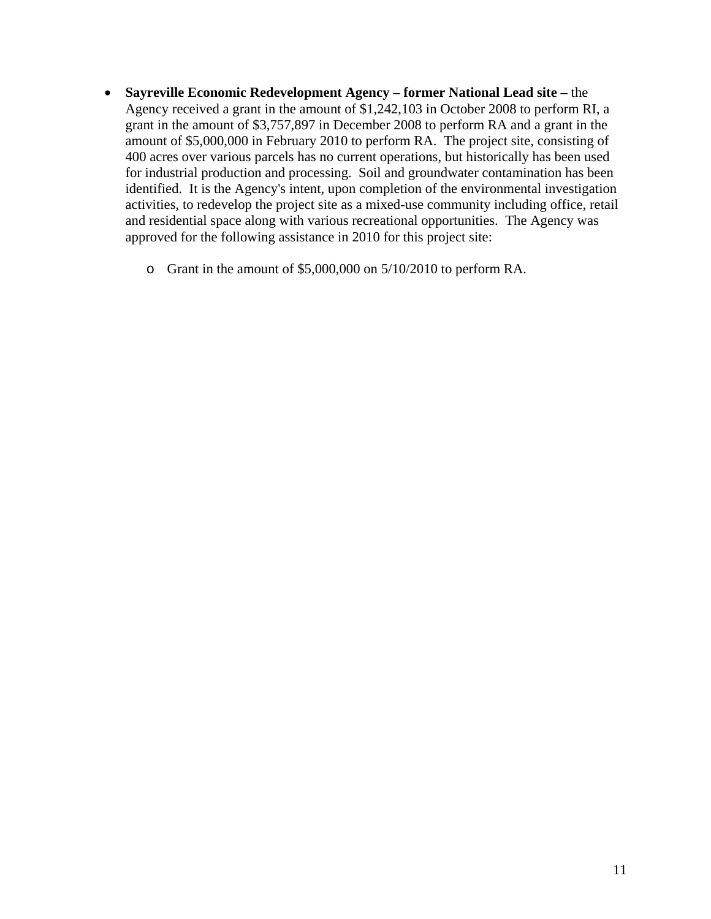- **Sayreville Economic Redevelopment Agency – former National Lead site –** the Agency received a grant in the amount of $1,242,103 in October 2008 to perform RI, a grant in the amount of $3,757,897 in December 2008 to perform RA and a grant in the amount of $5,000,000 in February 2010 to perform RA. The project site, consisting of 400 acres over various parcels has no current operations, but historically has been used for industrial production and processing. Soil and groundwater contamination has been identified. It is the Agency's intent, upon completion of the environmental investigation activities, to redevelop the project site as a mixed-use community including office, retail and residential space along with various recreational opportunities. The Agency was approved for the following assistance in 2010 for this project site:
    - Grant in the amount of $5,000,000 on 5/10/2010 to perform RA.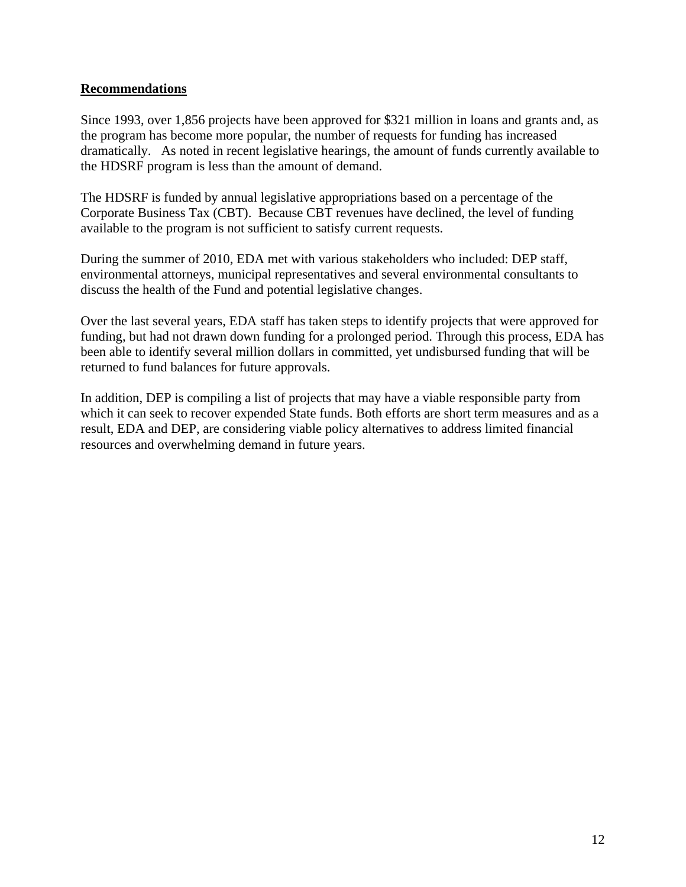## Recommendations

Since 1993, over 1,856 projects have been approved for $321 million in loans and grants and, as the program has become more popular, the number of requests for funding has increased dramatically. As noted in recent legislative hearings, the amount of funds currently available to the HDSRF program is less than the amount of demand.

The HDSRF is funded by annual legislative appropriations based on a percentage of the Corporate Business Tax (CBT). Because CBT revenues have declined, the level of funding available to the program is not sufficient to satisfy current requests.

During the summer of 2010, EDA met with various stakeholders who included: DEP staff, environmental attorneys, municipal representatives and several environmental consultants to discuss the health of the Fund and potential legislative changes.

Over the last several years, EDA staff has taken steps to identify projects that were approved for funding, but had not drawn down funding for a prolonged period. Through this process, EDA has been able to identify several million dollars in committed, yet undisbursed funding that will be returned to fund balances for future approvals.

In addition, DEP is compiling a list of projects that may have a viable responsible party from which it can seek to recover expended State funds. Both efforts are short term measures and as a result, EDA and DEP, are considering viable policy alternatives to address limited financial resources and overwhelming demand in future years.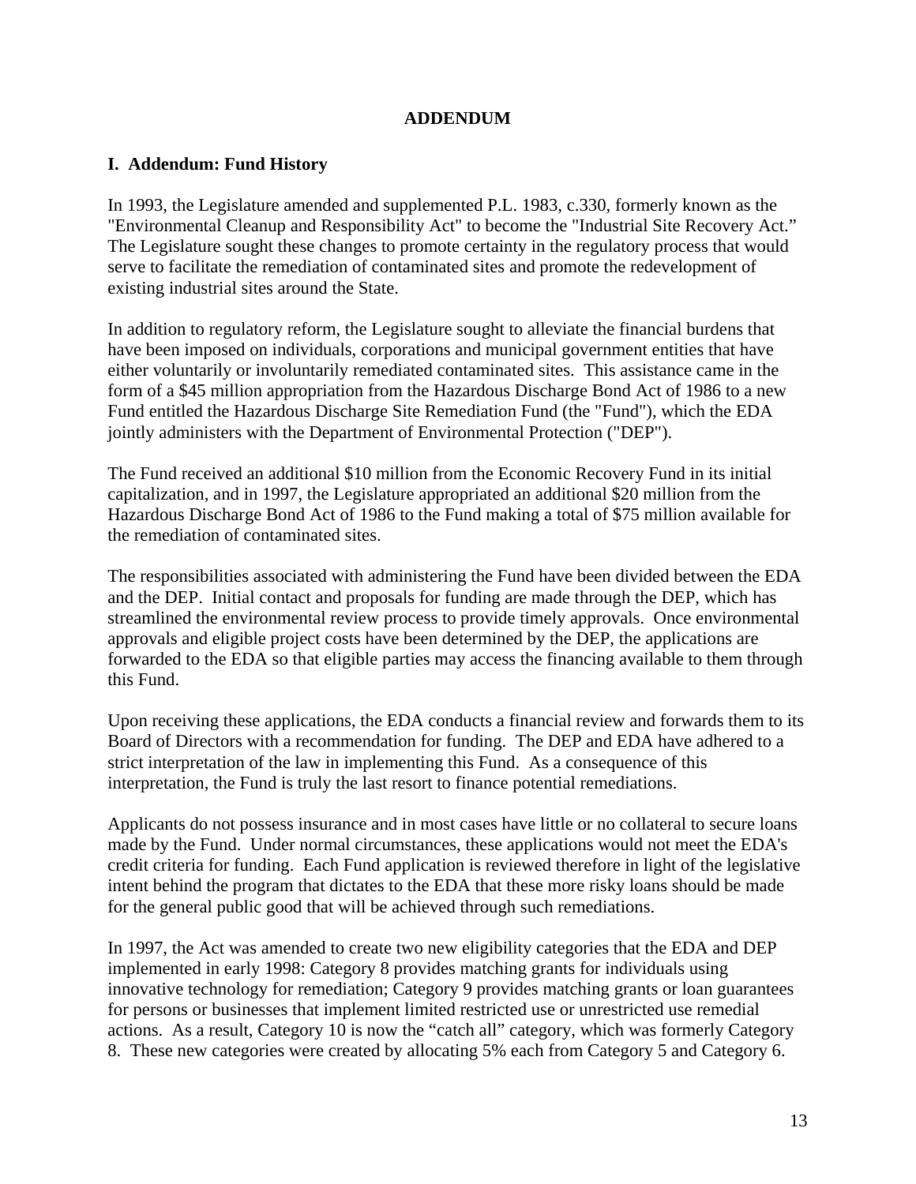**ADDENDUM**

## I. Addendum: Fund History

In 1993, the Legislature amended and supplemented P.L. 1983, c.330, formerly known as the "Environmental Cleanup and Responsibility Act" to become the "Industrial Site Recovery Act." The Legislature sought these changes to promote certainty in the regulatory process that would serve to facilitate the remediation of contaminated sites and promote the redevelopment of existing industrial sites around the State.

In addition to regulatory reform, the Legislature sought to alleviate the financial burdens that have been imposed on individuals, corporations and municipal government entities that have either voluntarily or involuntarily remediated contaminated sites. This assistance came in the form of a $45 million appropriation from the Hazardous Discharge Bond Act of 1986 to a new Fund entitled the Hazardous Discharge Site Remediation Fund (the "Fund"), which the EDA jointly administers with the Department of Environmental Protection ("DEP").

The Fund received an additional $10 million from the Economic Recovery Fund in its initial capitalization, and in 1997, the Legislature appropriated an additional $20 million from the Hazardous Discharge Bond Act of 1986 to the Fund making a total of $75 million available for the remediation of contaminated sites.

The responsibilities associated with administering the Fund have been divided between the EDA and the DEP. Initial contact and proposals for funding are made through the DEP, which has streamlined the environmental review process to provide timely approvals. Once environmental approvals and eligible project costs have been determined by the DEP, the applications are forwarded to the EDA so that eligible parties may access the financing available to them through this Fund.

Upon receiving these applications, the EDA conducts a financial review and forwards them to its Board of Directors with a recommendation for funding. The DEP and EDA have adhered to a strict interpretation of the law in implementing this Fund. As a consequence of this interpretation, the Fund is truly the last resort to finance potential remediations.

Applicants do not possess insurance and in most cases have little or no collateral to secure loans made by the Fund. Under normal circumstances, these applications would not meet the EDA's credit criteria for funding. Each Fund application is reviewed therefore in light of the legislative intent behind the program that dictates to the EDA that these more risky loans should be made for the general public good that will be achieved through such remediations.

In 1997, the Act was amended to create two new eligibility categories that the EDA and DEP implemented in early 1998: Category 8 provides matching grants for individuals using innovative technology for remediation; Category 9 provides matching grants or loan guarantees for persons or businesses that implement limited restricted use or unrestricted use remedial actions. As a result, Category 10 is now the "catch all" category, which was formerly Category 8. These new categories were created by allocating 5% each from Category 5 and Category 6.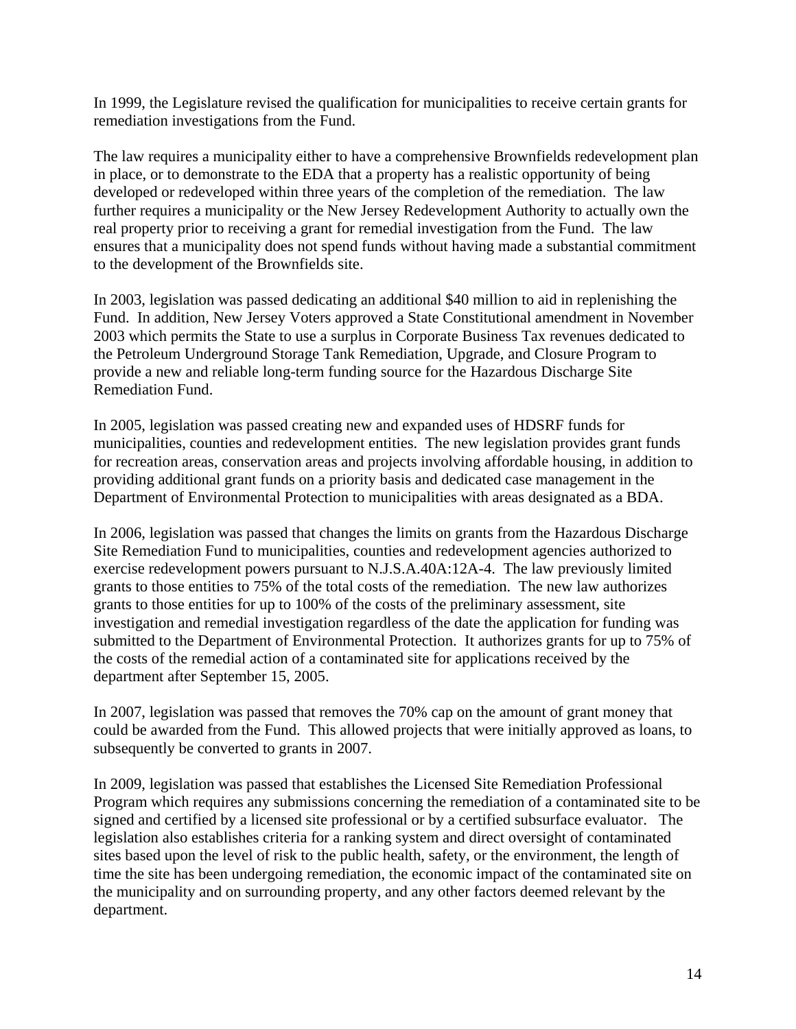In 1999, the Legislature revised the qualification for municipalities to receive certain grants for remediation investigations from the Fund.

The law requires a municipality either to have a comprehensive Brownfields redevelopment plan in place, or to demonstrate to the EDA that a property has a realistic opportunity of being developed or redeveloped within three years of the completion of the remediation. The law further requires a municipality or the New Jersey Redevelopment Authority to actually own the real property prior to receiving a grant for remedial investigation from the Fund. The law ensures that a municipality does not spend funds without having made a substantial commitment to the development of the Brownfields site.

In 2003, legislation was passed dedicating an additional $40 million to aid in replenishing the Fund. In addition, New Jersey Voters approved a State Constitutional amendment in November 2003 which permits the State to use a surplus in Corporate Business Tax revenues dedicated to the Petroleum Underground Storage Tank Remediation, Upgrade, and Closure Program to provide a new and reliable long-term funding source for the Hazardous Discharge Site Remediation Fund.

In 2005, legislation was passed creating new and expanded uses of HDSRF funds for municipalities, counties and redevelopment entities. The new legislation provides grant funds for recreation areas, conservation areas and projects involving affordable housing, in addition to providing additional grant funds on a priority basis and dedicated case management in the Department of Environmental Protection to municipalities with areas designated as a BDA.

In 2006, legislation was passed that changes the limits on grants from the Hazardous Discharge Site Remediation Fund to municipalities, counties and redevelopment agencies authorized to exercise redevelopment powers pursuant to N.J.S.A.40A:12A-4. The law previously limited grants to those entities to 75% of the total costs of the remediation. The new law authorizes grants to those entities for up to 100% of the costs of the preliminary assessment, site investigation and remedial investigation regardless of the date the application for funding was submitted to the Department of Environmental Protection. It authorizes grants for up to 75% of the costs of the remedial action of a contaminated site for applications received by the department after September 15, 2005.

In 2007, legislation was passed that removes the 70% cap on the amount of grant money that could be awarded from the Fund. This allowed projects that were initially approved as loans, to subsequently be converted to grants in 2007.

In 2009, legislation was passed that establishes the Licensed Site Remediation Professional Program which requires any submissions concerning the remediation of a contaminated site to be signed and certified by a licensed site professional or by a certified subsurface evaluator. The legislation also establishes criteria for a ranking system and direct oversight of contaminated sites based upon the level of risk to the public health, safety, or the environment, the length of time the site has been undergoing remediation, the economic impact of the contaminated site on the municipality and on surrounding property, and any other factors deemed relevant by the department.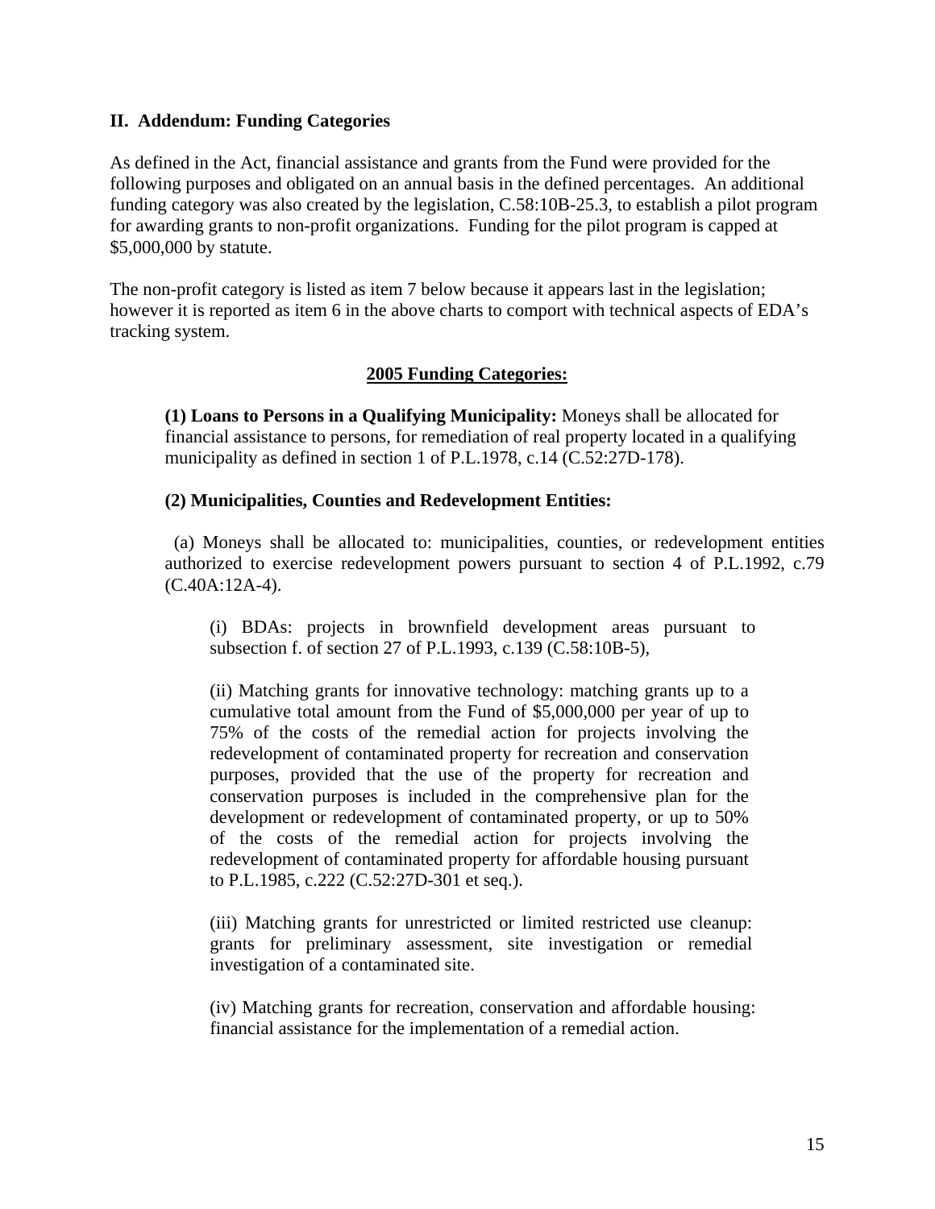## II. Addendum: Funding Categories

As defined in the Act, financial assistance and grants from the Fund were provided for the following purposes and obligated on an annual basis in the defined percentages. An additional funding category was also created by the legislation, C.58:10B-25.3, to establish a pilot program for awarding grants to non-profit organizations. Funding for the pilot program is capped at $5,000,000 by statute.

The non-profit category is listed as item 7 below because it appears last in the legislation; however it is reported as item 6 in the above charts to comport with technical aspects of EDA's tracking system.

**<u>2005 Funding Categories:</u>**

**(1) Loans to Persons in a Qualifying Municipality:** Moneys shall be allocated for financial assistance to persons, for remediation of real property located in a qualifying municipality as defined in section 1 of P.L.1978, c.14 (C.52:27D-178).

**(2) Municipalities, Counties and Redevelopment Entities:**

(a) Moneys shall be allocated to: municipalities, counties, or redevelopment entities authorized to exercise redevelopment powers pursuant to section 4 of P.L.1992, c.79 (C.40A:12A-4).

(i) BDAs: projects in brownfield development areas pursuant to subsection f. of section 27 of P.L.1993, c.139 (C.58:10B-5),

(ii) Matching grants for innovative technology: matching grants up to a cumulative total amount from the Fund of $5,000,000 per year of up to 75% of the costs of the remedial action for projects involving the redevelopment of contaminated property for recreation and conservation purposes, provided that the use of the property for recreation and conservation purposes is included in the comprehensive plan for the development or redevelopment of contaminated property, or up to 50% of the costs of the remedial action for projects involving the redevelopment of contaminated property for affordable housing pursuant to P.L.1985, c.222 (C.52:27D-301 et seq.).

(iii) Matching grants for unrestricted or limited restricted use cleanup: grants for preliminary assessment, site investigation or remedial investigation of a contaminated site.

(iv) Matching grants for recreation, conservation and affordable housing: financial assistance for the implementation of a remedial action.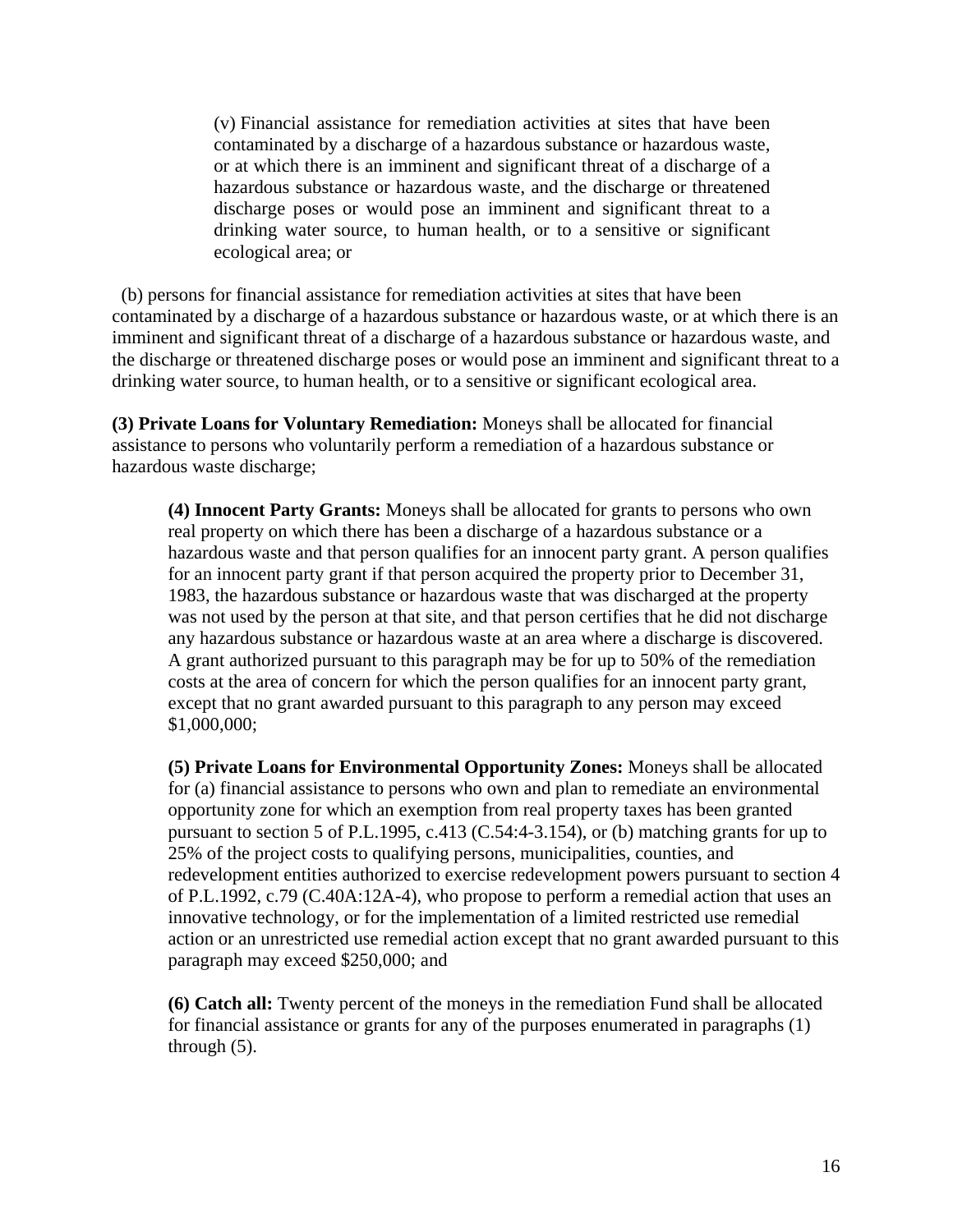(v) Financial assistance for remediation activities at sites that have been contaminated by a discharge of a hazardous substance or hazardous waste, or at which there is an imminent and significant threat of a discharge of a hazardous substance or hazardous waste, and the discharge or threatened discharge poses or would pose an imminent and significant threat to a drinking water source, to human health, or to a sensitive or significant ecological area; or

(b) persons for financial assistance for remediation activities at sites that have been contaminated by a discharge of a hazardous substance or hazardous waste, or at which there is an imminent and significant threat of a discharge of a hazardous substance or hazardous waste, and the discharge or threatened discharge poses or would pose an imminent and significant threat to a drinking water source, to human health, or to a sensitive or significant ecological area.

**(3) Private Loans for Voluntary Remediation:** Moneys shall be allocated for financial assistance to persons who voluntarily perform a remediation of a hazardous substance or hazardous waste discharge;

**(4) Innocent Party Grants:** Moneys shall be allocated for grants to persons who own real property on which there has been a discharge of a hazardous substance or a hazardous waste and that person qualifies for an innocent party grant. A person qualifies for an innocent party grant if that person acquired the property prior to December 31, 1983, the hazardous substance or hazardous waste that was discharged at the property was not used by the person at that site, and that person certifies that he did not discharge any hazardous substance or hazardous waste at an area where a discharge is discovered. A grant authorized pursuant to this paragraph may be for up to 50% of the remediation costs at the area of concern for which the person qualifies for an innocent party grant, except that no grant awarded pursuant to this paragraph to any person may exceed $1,000,000;

**(5) Private Loans for Environmental Opportunity Zones:** Moneys shall be allocated for (a) financial assistance to persons who own and plan to remediate an environmental opportunity zone for which an exemption from real property taxes has been granted pursuant to section 5 of P.L.1995, c.413 (C.54:4-3.154), or (b) matching grants for up to 25% of the project costs to qualifying persons, municipalities, counties, and redevelopment entities authorized to exercise redevelopment powers pursuant to section 4 of P.L.1992, c.79 (C.40A:12A-4), who propose to perform a remedial action that uses an innovative technology, or for the implementation of a limited restricted use remedial action or an unrestricted use remedial action except that no grant awarded pursuant to this paragraph may exceed $250,000; and

**(6) Catch all:** Twenty percent of the moneys in the remediation Fund shall be allocated for financial assistance or grants for any of the purposes enumerated in paragraphs (1) through (5).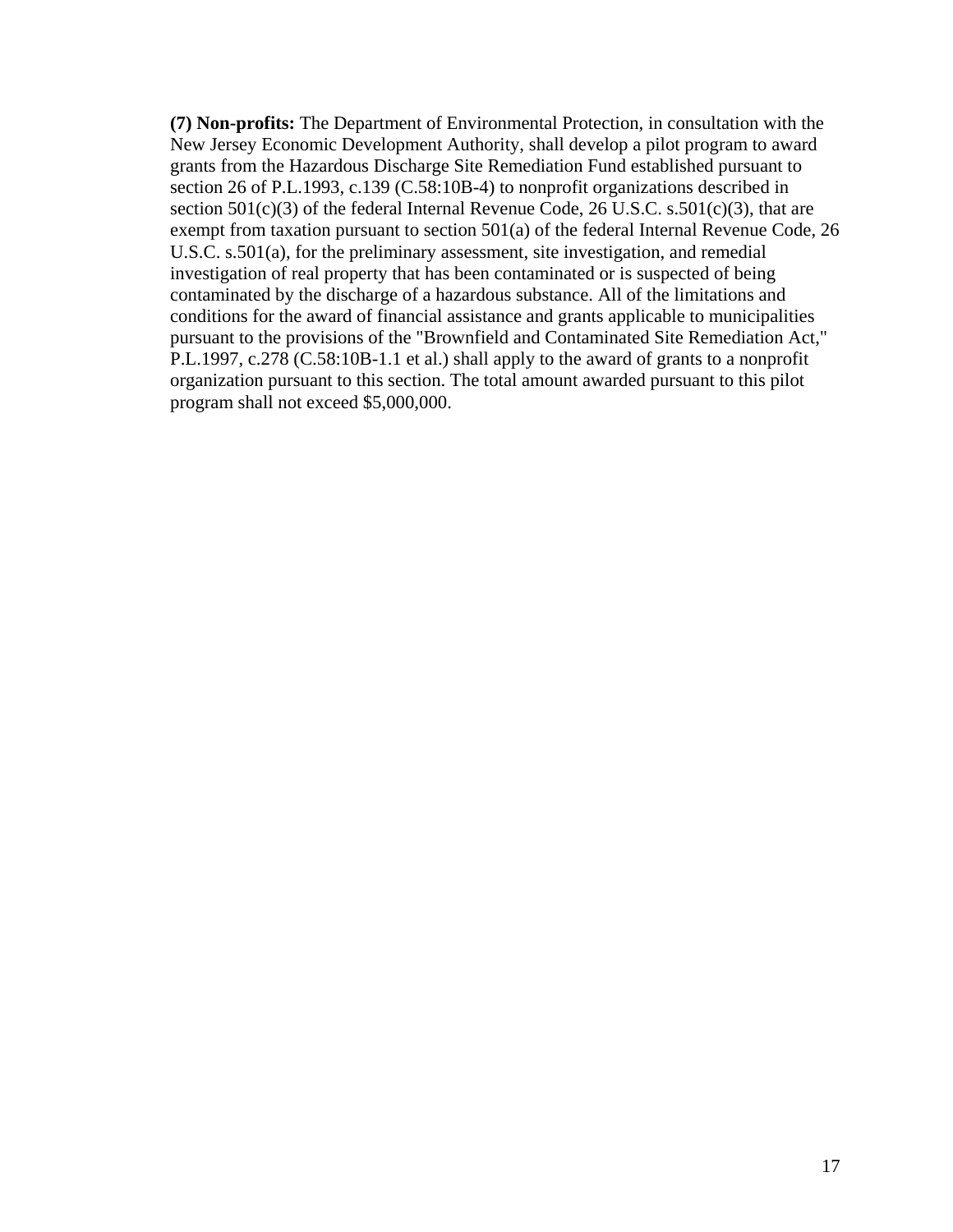**(7) Non-profits:** The Department of Environmental Protection, in consultation with the New Jersey Economic Development Authority, shall develop a pilot program to award grants from the Hazardous Discharge Site Remediation Fund established pursuant to section 26 of P.L.1993, c.139 (C.58:10B-4) to nonprofit organizations described in section 501(c)(3) of the federal Internal Revenue Code, 26 U.S.C. s.501(c)(3), that are exempt from taxation pursuant to section 501(a) of the federal Internal Revenue Code, 26 U.S.C. s.501(a), for the preliminary assessment, site investigation, and remedial investigation of real property that has been contaminated or is suspected of being contaminated by the discharge of a hazardous substance. All of the limitations and conditions for the award of financial assistance and grants applicable to municipalities pursuant to the provisions of the "Brownfield and Contaminated Site Remediation Act," P.L.1997, c.278 (C.58:10B-1.1 et al.) shall apply to the award of grants to a nonprofit organization pursuant to this section. The total amount awarded pursuant to this pilot program shall not exceed $5,000,000.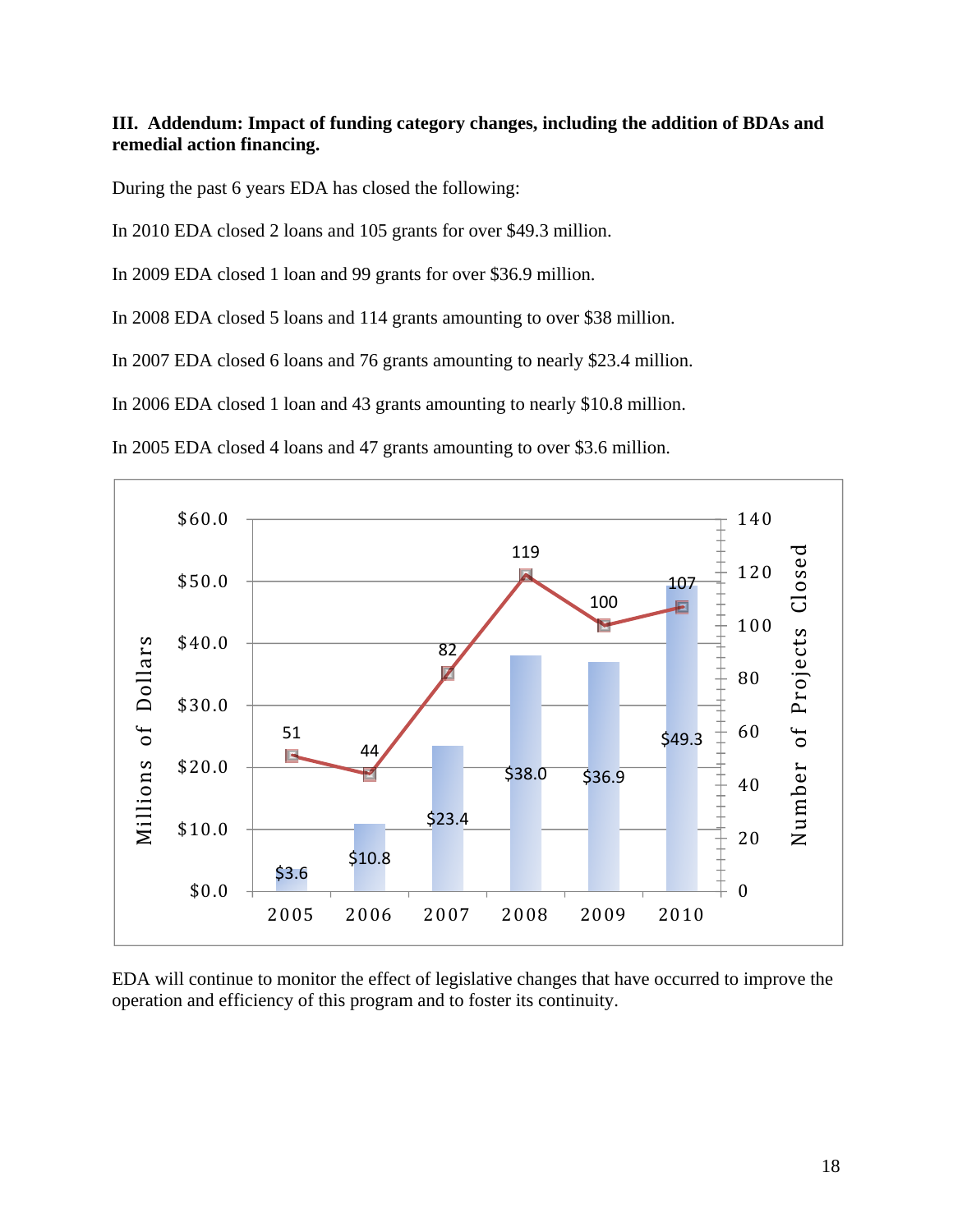**III. Addendum: Impact of funding category changes, including the addition of BDAs and remedial action financing.**

During the past 6 years EDA has closed the following:

In 2010 EDA closed 2 loans and 105 grants for over $49.3 million.

In 2009 EDA closed 1 loan and 99 grants for over $36.9 million.

In 2008 EDA closed 5 loans and 114 grants amounting to over $38 million.

In 2007 EDA closed 6 loans and 76 grants amounting to nearly $23.4 million.

In 2006 EDA closed 1 loan and 43 grants amounting to nearly $10.8 million.

In 2005 EDA closed 4 loans and 47 grants amounting to over $3.6 million.

| Year | Millions of Dollars | Number of Projects Closed |
|---|---|---|
| 2005 | $3.6 | 51 |
| 2006 | $10.8 | 44 |
| 2007 | $23.4 | 82 |
| 2008 | $38.0 | 119 |
| 2009 | $36.9 | 100 |
| 2010 | $49.3 | 107 |

EDA will continue to monitor the effect of legislative changes that have occurred to improve the operation and efficiency of this program and to foster its continuity.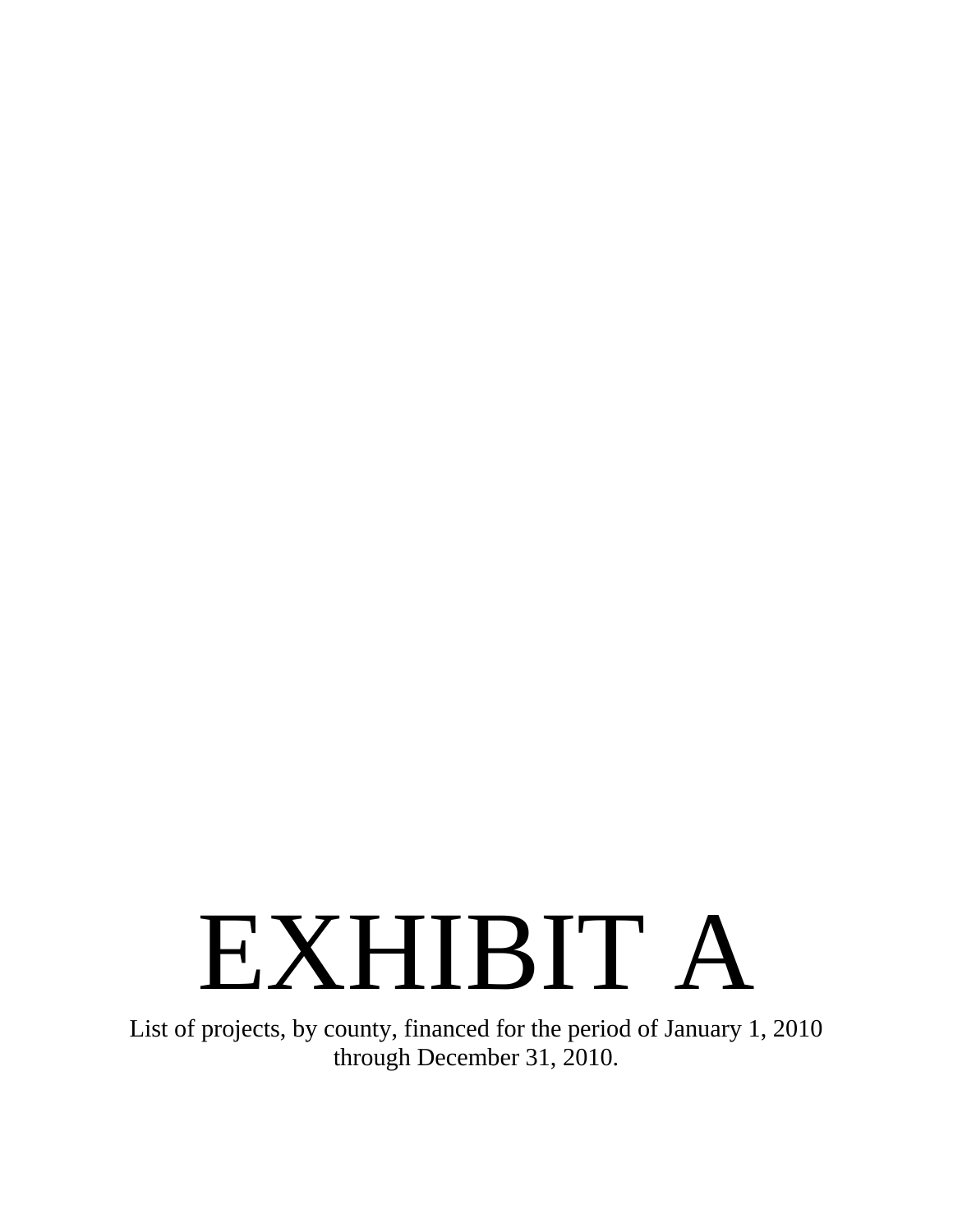# EXHIBIT A

List of projects, by county, financed for the period of January 1, 2010 through December 31, 2010.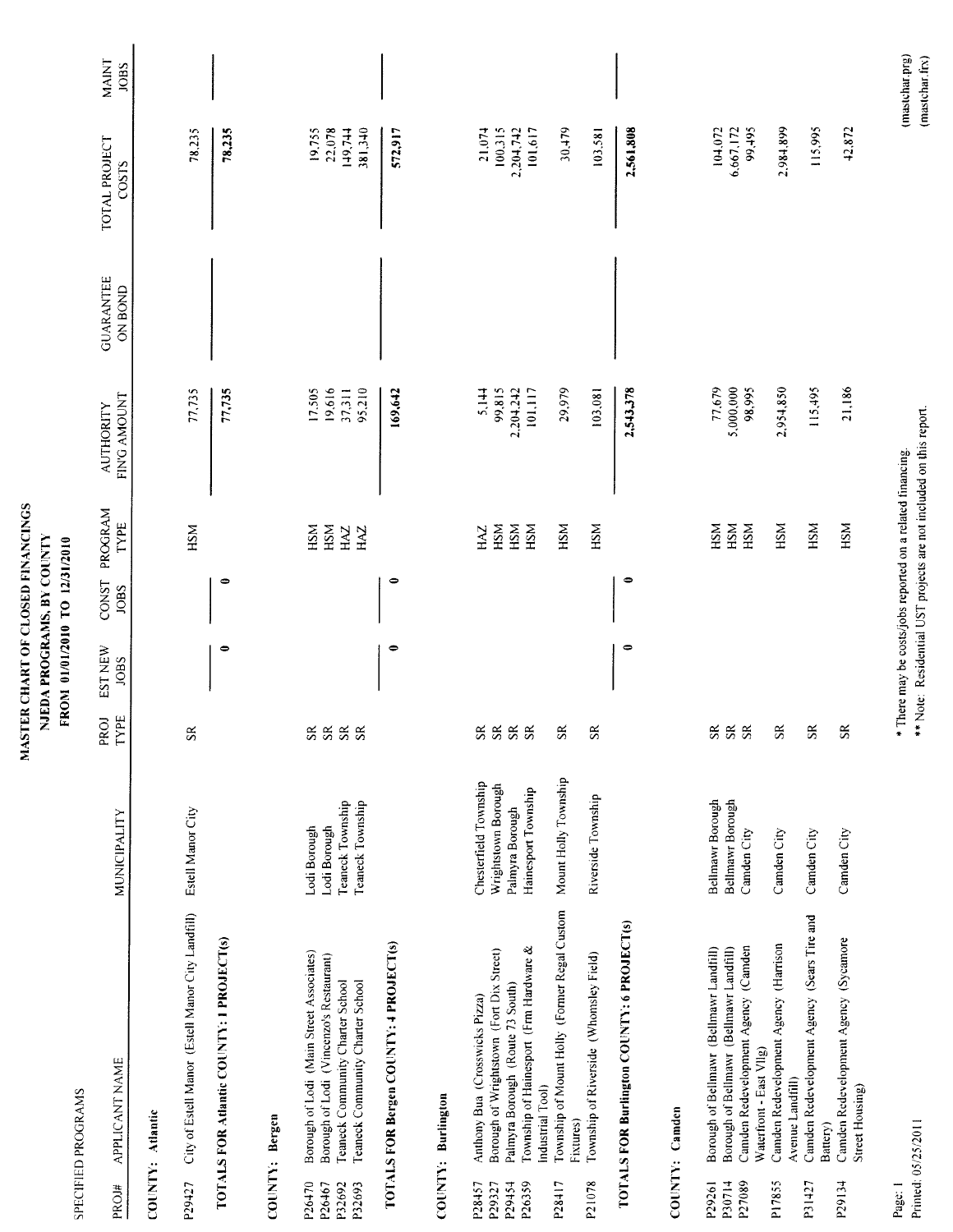SPECIFIED PROGRAMS

# MASTER CHART OF CLOSED FINANCINGS
## NJEDA PROGRAMS, BY COUNTY
### FROM 01/01/2010 TO 12/31/2010

| PROJ# | APPLICANT NAME | MUNICIPALITY | PROJ TYPE | EST NEW JOBS | CONST JOBS | PROGRAM TYPE | AUTHORITY FIN'G AMOUNT | GUARANTEE ON BOND | TOTAL PROJECT COSTS | MAINT JOBS |
|---|---|---|---|---|---|---|---|---|---|---|
| **COUNTY: Atlantic** | | | | | | | | | | |
| P29427 | City of Estell Manor (Estell Manor City Landfill) | Estell Manor City | SR | | | HSM | 77,735 | | 78,235 | |
| | **TOTALS FOR Atlantic COUNTY: 1 PROJECT(s)** | | | 0 | 0 | | **77,735** | | **78,235** | |
| **COUNTY: Bergen** | | | | | | | | | | |
| P26470 | Borough of Lodi (Main Street Associates) | Lodi Borough | SR | | | HSM | 17,505 | | 19,755 | |
| P26467 | Borough of Lodi (Vincenzo's Restaurant) | Lodi Borough | SR | | | HSM | 19,616 | | 22,078 | |
| P32692 | Teaneck Community Charter School | Teaneck Township | SR | | | HAZ | 37,311 | | 149,744 | |
| P32693 | Teaneck Community Charter School | Teaneck Township | SR | | | HAZ | 95,210 | | 381,340 | |
| | **TOTALS FOR Bergen COUNTY: 4 PROJECT(s)** | | | 0 | 0 | | **169,642** | | **572,917** | |
| **COUNTY: Burlington** | | | | | | | | | | |
| P28457 | Anthony Bua (Crosswicks Pizza) | Chesterfield Township | SR | | | HAZ | 5,144 | | 21,074 | |
| P29327 | Borough of Wrightstown (Fort Dix Street) | Wrightstown Borough | SR | | | HSM | 99,815 | | 100,315 | |
| P29454 | Palmyra Borough (Route 73 South) | Palmyra Borough | SR | | | HSM | 2,204,242 | | 2,204,742 | |
| P26359 | Township of Hainesport (Frm Hardware & Industrial Tool) | Hainesport Township | SR | | | HSM | 101,117 | | 101,617 | |
| P28417 | Township of Mount Holly (Former Regal Custom Fixtures) | Mount Holly Township | SR | | | HSM | 29,979 | | 30,479 | |
| P21078 | Township of Riverside (Whomsley Field) | Riverside Township | SR | | | HSM | 103,081 | | 103,581 | |
| | **TOTALS FOR Burlington COUNTY: 6 PROJECT(s)** | | | 0 | 0 | | **2,543,378** | | **2,561,808** | |
| **COUNTY: Camden** | | | | | | | | | | |
| P29261 | Borough of Bellmawr (Bellmawr Landfill) | Bellmawr Borough | SR | | | HSM | 77,679 | | 104,072 | |
| P30714 | Borough of Bellmawr (Bellmawr Landfill) | Bellmawr Borough | SR | | | HSM | 5,000,000 | | 6,667,172 | |
| P27089 | Camden Redevelopment Agency (Camden Waterfront - East Vllg) | Camden City | SR | | | HSM | 98,995 | | 99,495 | |
| P17855 | Camden Redevelopment Agency (Harrison Avenue Landfill) | Camden City | SR | | | HSM | 2,954,850 | | 2,984,899 | |
| P31427 | Camden Redevelopment Agency (Sears Tire and Battery) | Camden City | SR | | | HSM | 115,495 | | 115,995 | |
| P29134 | Camden Redevelopment Agency (Sycamore Street Housing) | Camden City | SR | | | HSM | 21,186 | | 42,872 | |

\* There may be costs/jobs reported on a related financing.

\*\* Note: Residential UST projects are not included on this report.

Printed: 05/25/2011

(mastchar.prg)
(mastchar.frx)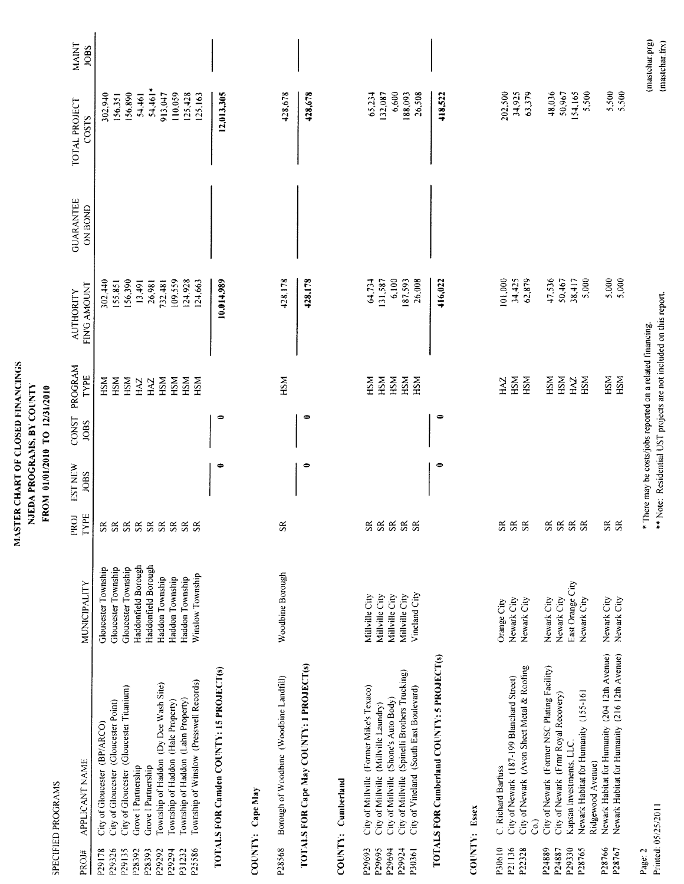# MASTER CHART OF CLOSED FINANCINGS
## NJEDA PROGRAMS, BY COUNTY
### FROM 01/01/2010 TO 12/31/2010

SPECIFIED PROGRAMS

| PROJ# | APPLICANT NAME | MUNICIPALITY | PROJ TYPE | EST NEW JOBS | CONST JOBS | PROGRAM TYPE | AUTHORITY FIN'G AMOUNT | GUARANTEE ON BOND | TOTAL PROJECT COSTS | MAINT JOBS |
|---|---|---|---|---|---|---|---|---|---|---|
| P29178 | City of Gloucester (BP/ARCO) | Gloucester Township | SR | | | HSM | 302,440 | | 302,940 | |
| P29326 | City of Gloucester (Gloucester Point) | Gloucester Township | SR | | | HSM | 155,851 | | 156,351 | |
| P29135 | City of Gloucester (Gloucester Titanium) | Gloucester Township | SR | | | HSM | 156,390 | | 156,890 | |
| P28392 | Grove I Partnership | Haddonfield Borough | SR | | | HAZ | 13,491 | | 54,461 | |
| P28393 | Grove I Partnership | Haddonfield Borough | SR | | | HAZ | 26,981 | | 54,461* | |
| P29292 | Township of Haddon (Dy Dee Wash Site) | Haddon Township | SR | | | HSM | 732,481 | | 913,047 | |
| P29294 | Township of Haddon (Hale Property) | Haddon Township | SR | | | HSM | 109,559 | | 110,059 | |
| P31232 | Township of Haddon (Lahn Property) | Haddon Township | SR | | | HSM | 124,928 | | 125,428 | |
| P25586 | Township of Winslow (Presswell Records) | Winslow Township | SR | | | HSM | 124,663 | | 125,163 | |
| | **TOTALS FOR Camden COUNTY: 15 PROJECT(s)** | | | **0** | **0** | | **10,014,989** | | **12,013,305** | |
| | **COUNTY: Cape May** | | | | | | | | | |
| P28568 | Borough of Woodbine (Woodbine Landfill) | Woodbine Borough | SR | | | HSM | 428,178 | | 428,678 | |
| | **TOTALS FOR Cape May COUNTY: 1 PROJECT(s)** | | | **0** | **0** | | **428,178** | | **428,678** | |
| | **COUNTY: Cumberland** | | | | | | | | | |
| P29693 | City of Millville (Former Mike's Texaco) | Millville City | SR | | | HSM | 64,734 | | 65,234 | |
| P29695 | City of Millville (Millville Laundry) | Millville City | SR | | | HSM | 131,587 | | 132,087 | |
| P29694 | City of Millville (Shone's Auto Body) | Millville City | SR | | | HSM | 6,100 | | 6,600 | |
| P29924 | City of Millville (Spinelli Brothers Trucking) | Millville City | SR | | | HSM | 187,593 | | 188,093 | |
| P30361 | City of Vineland (South East Boulevard) | Vineland City | SR | | | HSM | 26,008 | | 26,508 | |
| | **TOTALS FOR Cumberland COUNTY: 5 PROJECT(s)** | | | **0** | **0** | | **416,022** | | **418,522** | |
| | **COUNTY: Essex** | | | | | | | | | |
| P30610 | C. Richard Bartuss | Orange City | SR | | | HAZ | 101,000 | | 202,500 | |
| P21136 | City of Newark (187-199 Blanchard Street) | Newark City | SR | | | HSM | 34,425 | | 34,925 | |
| P22328 | City of Newark (Avon Sheet Metal & Roofing Co.) | Newark City | SR | | | HSM | 62,879 | | 63,379 | |
| P24889 | City of Newark (Former NSC Plating Facility) | Newark City | SR | | | HSM | 47,536 | | 48,036 | |
| P24887 | City of Newark (Frmr Royal Recovery) | Newark City | SR | | | HSM | 50,467 | | 50,967 | |
| P29330 | Kapsan Investments, LLC. | East Orange City | SR | | | HAZ | 38,417 | | 154,165 | |
| P28765 | Newark Habitat for Humanity (155-161 Ridgewood Avenue) | Newark City | SR | | | HSM | 5,000 | | 5,500 | |
| P28766 | Newark Habitat for Humanity (204 12th Avenue) | Newark City | SR | | | HSM | 5,000 | | 5,500 | |
| P28767 | Newark Habitat for Humanity (216 12th Avenue) | Newark City | SR | | | HSM | 5,000 | | 5,500 | |

\* There may be costs/jobs reported on a related financing.

\*\* Note: Residential UST projects are not included on this report.

Printed: 05/25/2011

(mastchar.prg)
(mastchar.frx)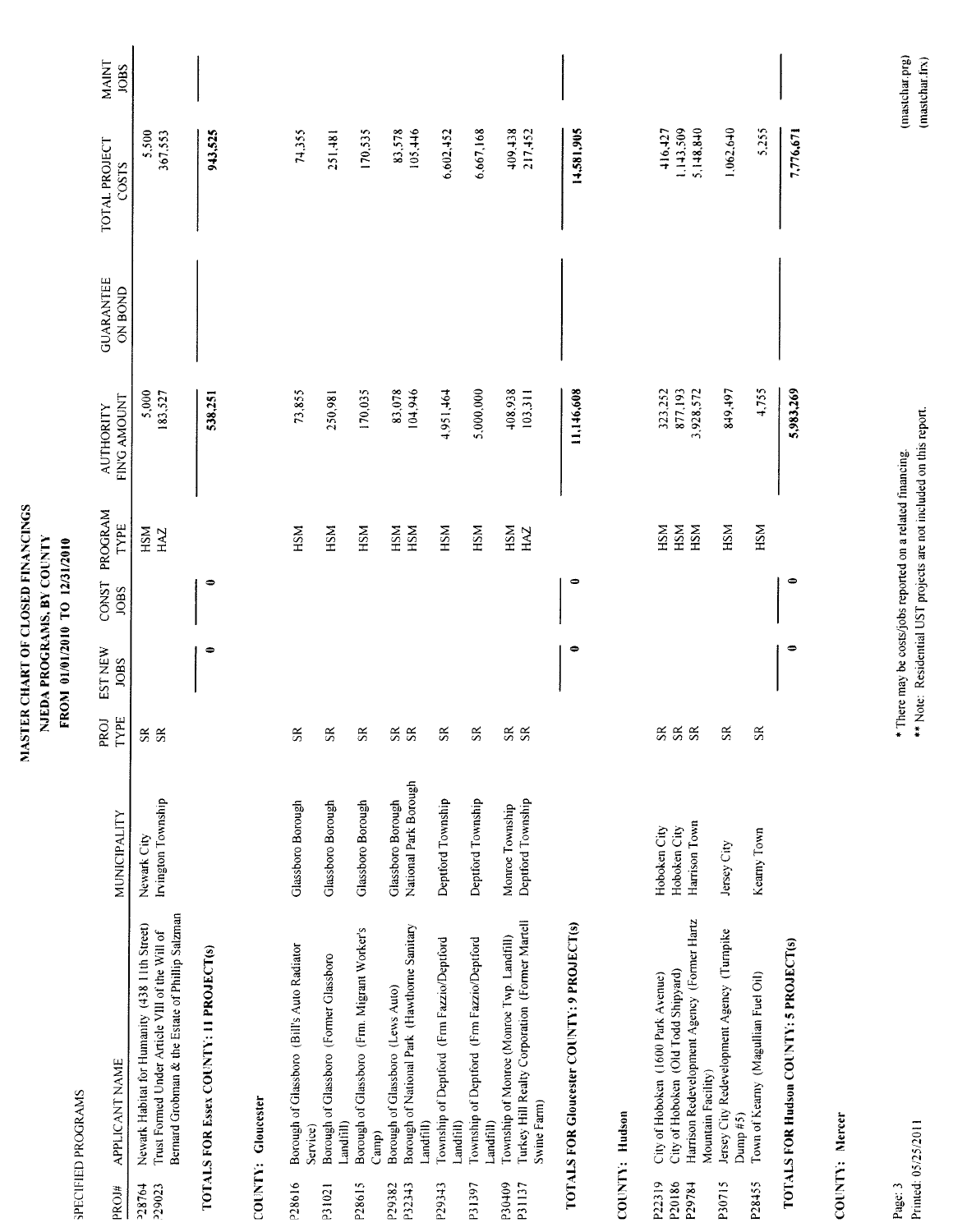# MASTER CHART OF CLOSED FINANCINGS
## NJEDA PROGRAMS, BY COUNTY
### FROM 01/01/2010 TO 12/31/2010

SPECIFIED PROGRAMS

| PROJ# | APPLICANT NAME | MUNICIPALITY | PROJ TYPE | EST NEW JOBS | CONST JOBS | PROGRAM TYPE | AUTHORITY FIN'G AMOUNT | GUARANTEE ON BOND | TOTAL PROJECT COSTS | MAINT JOBS |
|---|---|---|---|---|---|---|---|---|---|---|
| P28764 | Newark Habitat for Humanity (438 11th Street) | Newark City | SR | | | HSM | 5,000 | | 5,500 | |
| P29023 | Trust Formed Under Article VIII of the Will of Bernard Grobman & the Estate of Phillip Salzman | Irvington Township | SR | | | HAZ | 183,527 | | 367,553 | |
| | **TOTALS FOR Essex COUNTY: 11 PROJECT(s)** | | | **0** | **0** | | **538,251** | | **943,525** | |
| | **COUNTY: Gloucester** | | | | | | | | | |
| P28616 | Borough of Glassboro (Bill's Auto Radiator Service) | Glassboro Borough | SR | | | HSM | 73,855 | | 74,355 | |
| P31021 | Borough of Glassboro (Former Glassboro Landfill) | Glassboro Borough | SR | | | HSM | 250,981 | | 251,481 | |
| P28615 | Borough of Glassboro (Frm. Migrant Worker's Camp) | Glassboro Borough | SR | | | HSM | 170,035 | | 170,535 | |
| P29382 | Borough of Glassboro (Lews Auto) | Glassboro Borough | SR | | | HSM | 83,078 | | 83,578 | |
| P32343 | Borough of National Park (Hawthorne Sanitary Landfill) | National Park Borough | SR | | | HSM | 104,946 | | 105,446 | |
| P29343 | Township of Deptford (Frm Fazzio/Deptford Landfill) | Deptford Township | SR | | | HSM | 4,951,464 | | 6,602,452 | |
| P31397 | Township of Deptford (Frm Fazzio/Deptford Landfill) | Deptford Township | SR | | | HSM | 5,000,000 | | 6,667,168 | |
| P30409 | Township of Monroe (Monroe Twp. Landfill) | Monroe Township | SR | | | HSM | 408,938 | | 409,438 | |
| P31137 | Turkey Hill Realty Corporation (Former Martell Swine Farm) | Deptford Township | SR | | | HAZ | 103,311 | | 217,452 | |
| | **TOTALS FOR Gloucester COUNTY: 9 PROJECT(s)** | | | **0** | **0** | | **11,146,608** | | **14,581,905** | |
| | **COUNTY: Hudson** | | | | | | | | | |
| P22319 | City of Hoboken (1600 Park Avenue) | Hoboken City | SR | | | HSM | 323,252 | | 416,427 | |
| P20186 | City of Hoboken (Old Todd Shipyard) | Hoboken City | SR | | | HSM | 877,193 | | 1,143,509 | |
| P29784 | Harrison Redevelopment Agency (Former Hartz Mountain Facility) | Harrison Town | SR | | | HSM | 3,928,572 | | 5,148,840 | |
| P30715 | Jersey City Redevelopment Agency (Turnpike Dump #5) | Jersey City | SR | | | HSM | 849,497 | | 1,062,640 | |
| P28455 | Town of Kearny (Magullian Fuel Oil) | Kearny Town | SR | | | HSM | 4,755 | | 5,255 | |
| | **TOTALS FOR Hudson COUNTY: 5 PROJECT(s)** | | | **0** | **0** | | **5,983,269** | | **7,776,671** | |
| | **COUNTY: Mercer** | | | | | | | | | |

\* There may be costs/jobs reported on a related financing.

\*\* Note: Residential UST projects are not included on this report.

Printed: 05/25/2011

(mastchar.prg)
(mastchar.frx)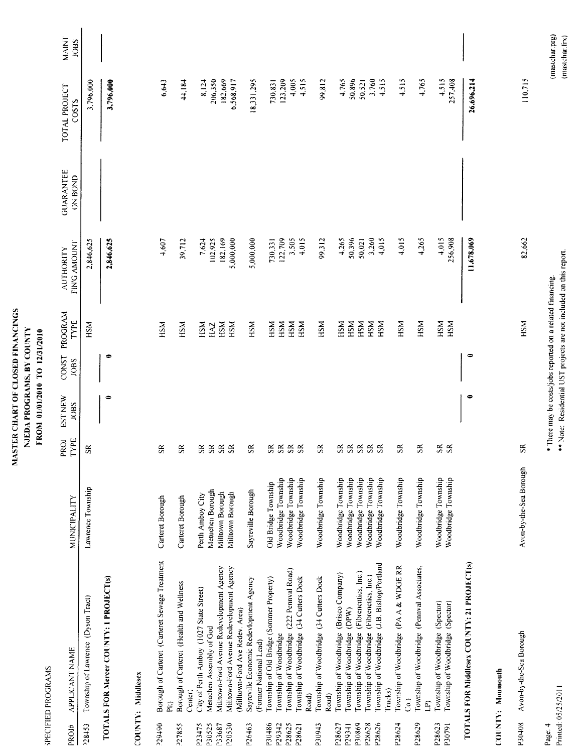# MASTER CHART OF CLOSED FINANCINGS
## NJEDA PROGRAMS, BY COUNTY
### FROM 01/01/2010 TO 12/31/2010

SPECIFIED PROGRAMS

| PROJ# | APPLICANT NAME | MUNICIPALITY | PROJ TYPE | EST NEW JOBS | CONST JOBS | PROGRAM TYPE | AUTHORITY FIN'G AMOUNT | GUARANTEE ON BOND | TOTAL PROJECT COSTS | MAINT JOBS |
|---|---|---|---|---|---|---|---|---|---|---|
| P28453 | Township of Lawrence (Dyson Tract) | Lawrence Township | SR | | | HSM | 2,846,625 | | 3,796,000 | |
| | **TOTALS FOR Mercer COUNTY: 1 PROJECT(s)** | | | **0** | **0** | | **2,846,625** | | **3,796,000** | |
| | **COUNTY: Middlesex** | | | | | | | | | |
| P29490 | Borough of Carteret (Carteret Sewage Treatment Plt) | Carteret Borough | SR | | | HSM | 4,607 | | 6,643 | |
| P27855 | Borough of Carteret (Health and Wellness Center) | Carteret Borough | SR | | | HSM | 39,712 | | 44,184 | |
| P23475 | City of Perth Amboy (1027 State Street) | Perth Amboy City | SR | | | HSM | 7,624 | | 8,124 | |
| P30525 | Metuchen Assembly of God | Metuchen Borough | SR | | | HAZ | 102,925 | | 206,350 | |
| P33687 | Milltown-Ford Avenue Redevelopment Agency | Milltown Borough | SR | | | HSM | 182,169 | | 182,669 | |
| P20530 | Milltown-Ford Avenue Redevelopment Agency (Milltown-Ford Ave Redev. Area) | Milltown Borough | SR | | | HSM | 5,000,000 | | 6,568,917 | |
| P26463 | Sayreville Economic Redevlopment Agency (Former National Lead) | Sayreville Borough | SR | | | HSM | 5,000,000 | | 18,331,295 | |
| P30486 | Township of Old Bridge (Sommer Property) | Old Bridge Township | SR | | | HSM | 730,331 | | 730,831 | |
| P29342 | Township of Woodbridge | Woodbridge Township | SR | | | HSM | 122,709 | | 123,209 | |
| P28625 | Township of Woodbridge (222 Pennval Road) | Woodbridge Township | SR | | | HSM | 3,505 | | 4,005 | |
| P28621 | Township of Woodbridge (34 Cutters Dock Road) | Woodbridge Township | SR | | | HSM | 4,015 | | 4,515 | |
| P30943 | Township of Woodbridge (34 Cutters Dock Road) | Woodbridge Township | SR | | | HSM | 99,312 | | 99,812 | |
| P28627 | Township of Woodbridge (Brisco Company) | Woodbridge Township | SR | | | HSM | 4,265 | | 4,765 | |
| P29341 | Township of Woodbridge (DPW) | Woodbridge Township | SR | | | HSM | 50,396 | | 50,896 | |
| P30869 | Township of Woodbridge (Fibrenetics, Inc.) | Woodbridge Township | SR | | | HSM | 50,021 | | 50,521 | |
| P28628 | Township of Woodbridge (Fibrenetics, Inc.) | Woodbridge Township | SR | | | HSM | 3,260 | | 3,760 | |
| P28626 | Township of Woodbridge (J.B. Bishop/Portland Trucks) | Woodbridge Township | SR | | | HSM | 4,015 | | 4,515 | |
| P28624 | Township of Woodbridge (PA A & WDGE RR Co.) | Woodbridge Township | SR | | | HSM | 4,015 | | 4,515 | |
| P28629 | Township of Woodbridge (Pennval Associates, LP) | Woodbridge Township | SR | | | HSM | 4,265 | | 4,765 | |
| P28623 | Township of Woodbridge (Spector) | Woodbridge Township | SR | | | HSM | 4,015 | | 4,515 | |
| P30791 | Township of Woodbridge (Spector) | Woodbridge Township | SR | | | HSM | 256,908 | | 257,408 | |
| | **TOTALS FOR Middlesex COUNTY: 21 PROJECT(s)** | | | **0** | **0** | | **11,678,069** | | **26,696,214** | |
| | **COUNTY: Monmouth** | | | | | | | | | |
| P30408 | Avon-by-the-Sea Borough | Avon-by-the-Sea Borough | SR | | | HSM | 82,662 | | 110,715 | |

\* There may be costs/jobs reported on a related financing.

\*\* Note: Residential UST projects are not included on this report.

Printed: 05/25/2011

(mastchar.prg)
(mastchar.frx)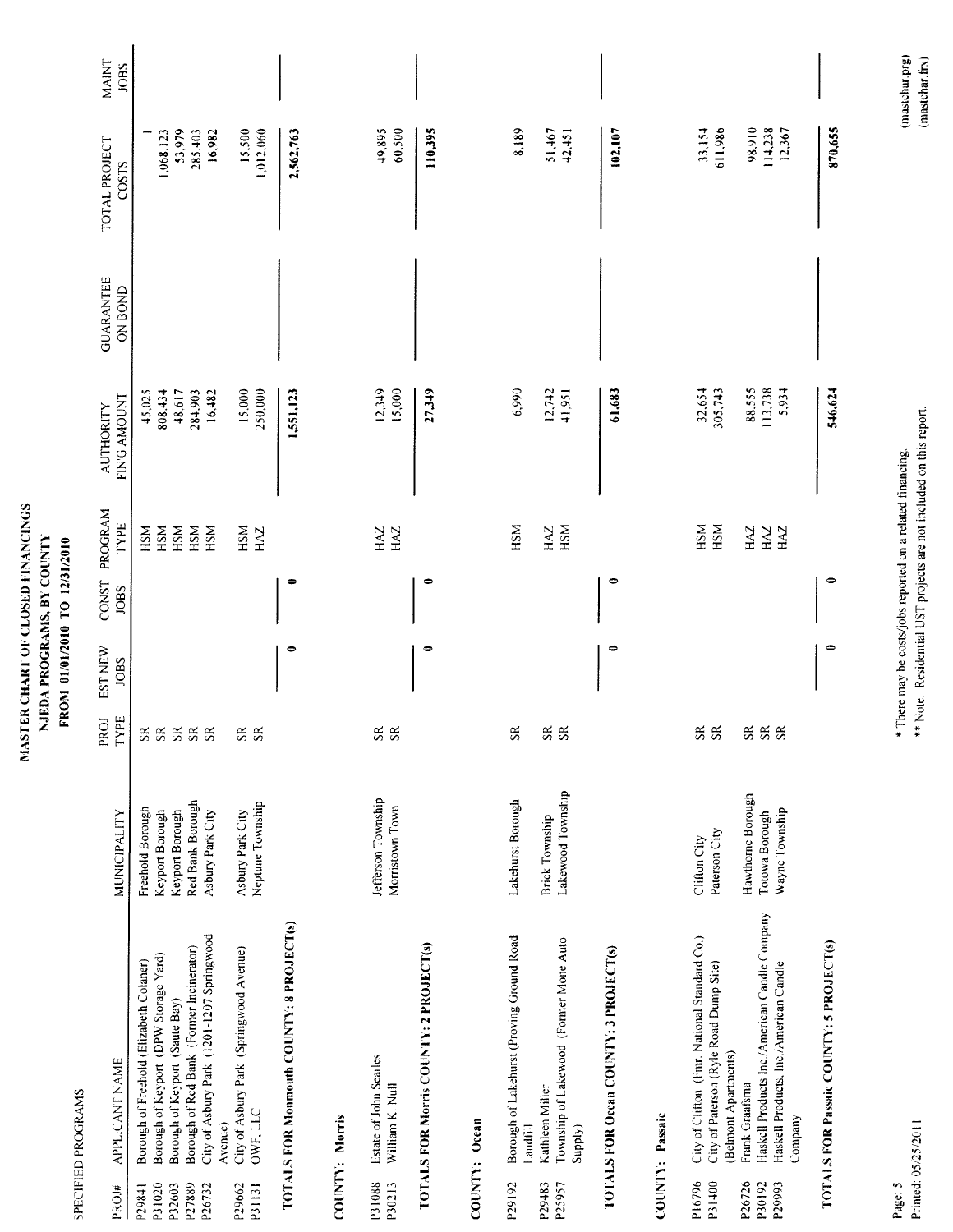# MASTER CHART OF CLOSED FINANCINGS
## NJEDA PROGRAMS, BY COUNTY
### FROM 01/01/2010 TO 12/31/2010

SPECIFIED PROGRAMS

| PROJ# | APPLICANT NAME | MUNICIPALITY | PROJ TYPE | EST NEW JOBS | CONST JOBS | PROGRAM TYPE | AUTHORITY FIN'G AMOUNT | GUARANTEE ON BOND | TOTAL PROJECT COSTS | MAINT JOBS |
|---|---|---|---|---|---|---|---|---|---|---|
| P29841 | Borough of Freehold (Elizabeth Colaner) | Freehold Borough | SR | | | HSM | 45,025 | | 1 | |
| P31020 | Borough of Keyport (DPW Storage Yard) | Keyport Borough | SR | | | HSM | 808,434 | | 1,068,123 | |
| P32603 | Borough of Keyport (Saute Bay) | Keyport Borough | SR | | | HSM | 48,617 | | 53,979 | |
| P27889 | Borough of Red Bank (Former Incinerator) | Red Bank Borough | SR | | | HSM | 284,903 | | 285,403 | |
| P26732 | City of Asbury Park (1201-1207 Springwood Avenue) | Asbury Park City | SR | | | HSM | 16,482 | | 16,982 | |
| P29662 | City of Asbury Park (Springwood Avenue) | Asbury Park City | SR | | | HSM | 15,000 | | 15,500 | |
| P31131 | OWF, LLC | Neptune Township | SR | | | HAZ | 250,000 | | 1,012,060 | |
| | **TOTALS FOR Monmouth COUNTY: 8 PROJECT(s)** | | | **0** | **0** | | **1,551,123** | | **2,562,763** | |
| | **COUNTY: Morris** | | | | | | | | | |
| P31088 | Estate of John Searles | Jefferson Township | SR | | | HAZ | 12,349 | | 49,895 | |
| P30213 | William K. Null | Morristown Town | SR | | | HAZ | 15,000 | | 60,500 | |
| | **TOTALS FOR Morris COUNTY: 2 PROJECT(s)** | | | **0** | **0** | | **27,349** | | **110,395** | |
| | **COUNTY: Ocean** | | | | | | | | | |
| P29192 | Borough of Lakehurst (Proving Ground Road Landfill | Lakehurst Borough | SR | | | HSM | 6,990 | | 8,189 | |
| P29483 | Kathleen Miller | Brick Township | SR | | | HAZ | 12,742 | | 51,467 | |
| P25957 | Township of Lakewood (Former Mone Auto Supply) | Lakewood Township | SR | | | HSM | 41,951 | | 42,451 | |
| | **TOTALS FOR Ocean COUNTY: 3 PROJECT(s)** | | | **0** | **0** | | **61,683** | | **102,107** | |
| | **COUNTY: Passaic** | | | | | | | | | |
| P16796 | City of Clifton (Fmr. National Standard Co.) | Clifton City | SR | | | HSM | 32,654 | | 33,154 | |
| P31400 | City of Paterson (Ryle Road Dump Site) (Belmont Apartments) | Paterson City | SR | | | HSM | 305,743 | | 611,986 | |
| P26726 | Frank Graafsma | Hawthorne Borough | SR | | | HAZ | 88,555 | | 98,910 | |
| P30192 | Haskell Products Inc/American Candle Company | Totowa Borough | SR | | | HAZ | 113,738 | | 114,238 | |
| P29993 | Haskell Products, Inc/American Candle Company | Wayne Township | SR | | | HAZ | 5,934 | | 12,367 | |
| | **TOTALS FOR Passaic COUNTY: 5 PROJECT(s)** | | | **0** | **0** | | **546,624** | | **870,655** | |

\* There may be costs/jobs reported on a related financing.

\*\* Note: Residential UST projects are not included on this report.

Printed: 05/25/2011

(mastchar.prg)
(mastchar.frx)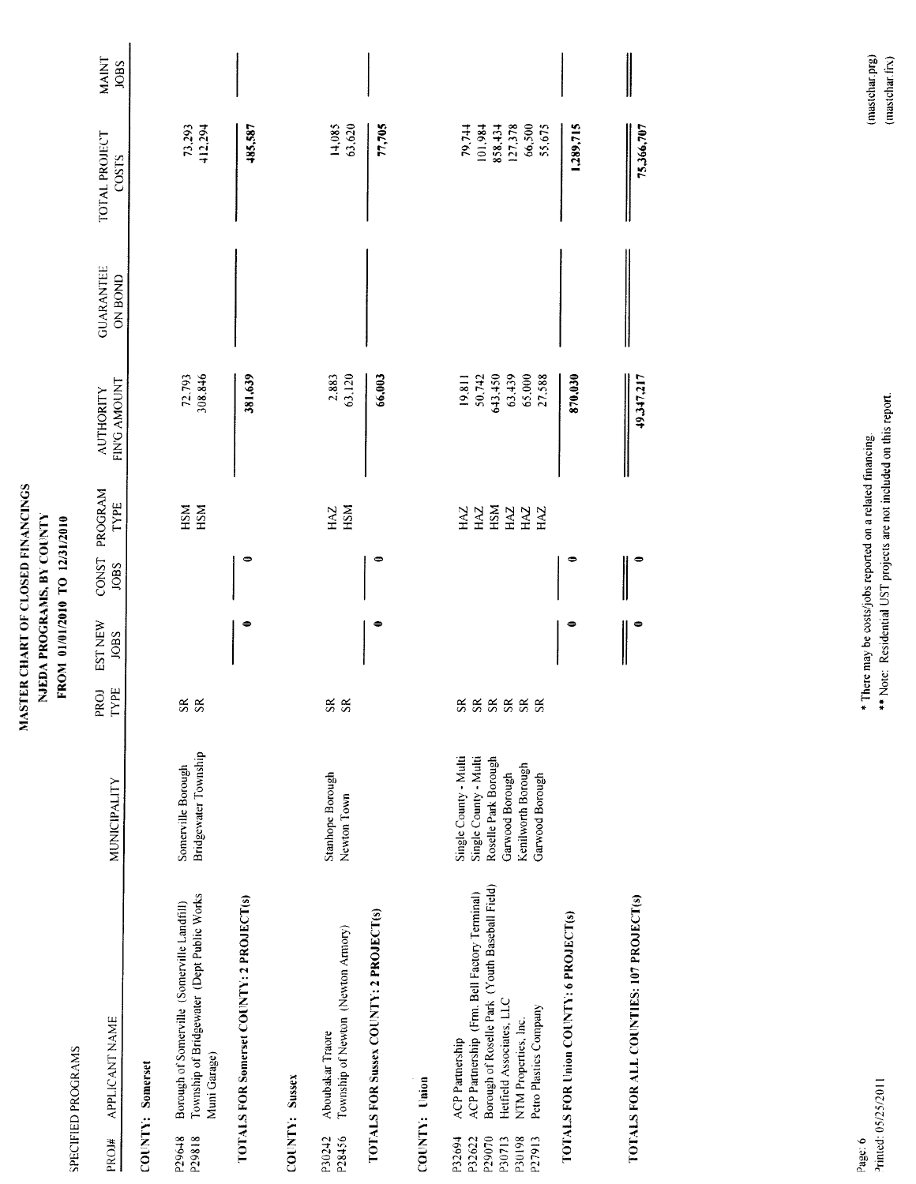# MASTER CHART OF CLOSED FINANCINGS
## NJEDA PROGRAMS, BY COUNTY
### FROM 01/01/2010 TO 12/31/2010

SPECIFIED PROGRAMS

| PROJ# | APPLICANT NAME | MUNICIPALITY | PROJ TYPE | EST NEW JOBS | CONST JOBS | PROGRAM TYPE | AUTHORITY FIN'G AMOUNT | GUARANTEE ON BOND | TOTAL PROJECT COSTS | MAINT JOBS |
|---|---|---|---|---|---|---|---|---|---|---|
| **COUNTY: Somerset** | | | | | | | | | | |
| P29648 | Borough of Somerville (Somerville Landfill) | Somerville Borough | SR | | | HSM | 72,793 | | 73,293 | |
| P29818 | Township of Bridgewater (Dept Public Works Muni Garage) | Bridgewater Township | SR | | | HSM | 308,846 | | 412,294 | |
| **TOTALS FOR Somerset COUNTY: 2 PROJECT(s)** | | | | 0 | 0 | | **381,639** | | **485,587** | |
| **COUNTY: Sussex** | | | | | | | | | | |
| P30242 | Aboubakar Traore | Stanhope Borough | SR | | | HAZ | 2,883 | | 14,085 | |
| P28456 | Township of Newton (Newton Armory) | Newton Town | SR | | | HSM | 63,120 | | 63,620 | |
| **TOTALS FOR Sussex COUNTY: 2 PROJECT(s)** | | | | 0 | 0 | | **66,003** | | **77,705** | |
| **COUNTY: Union** | | | | | | | | | | |
| P32694 | ACP Partnership | Single County - Multi | SR | | | HAZ | 19,811 | | 79,744 | |
| P32622 | ACP Partnership (Frm. Bell Factory Terminal) | Single County - Multi | SR | | | HAZ | 50,742 | | 101,984 | |
| P29070 | Borough of Roselle Park (Youth Baseball Field) | Roselle Park Borough | SR | | | HSM | 643,450 | | 858,434 | |
| P30713 | Hetfield Associates, LLC | Garwood Borough | SR | | | HAZ | 63,439 | | 127,378 | |
| P30198 | NTM Properties, Inc. | Kenilworth Borough | SR | | | HAZ | 65,000 | | 66,500 | |
| P27913 | Petro Plastics Company | Garwood Borough | SR | | | HAZ | 27,588 | | 55,675 | |
| **TOTALS FOR Union COUNTY: 6 PROJECT(s)** | | | | 0 | 0 | | **870,030** | | **1,289,715** | |
| **TOTALS FOR ALL COUNTIES: 107 PROJECT(s)** | | | | 0 | 0 | | **49,347,217** | | **75,366,707** | |

\* There may be costs/jobs reported on a related financing.

\*\* Note: Residential UST projects are not included on this report.

Printed: 05/25/2011

(mastchar.prg)
(mastchar.frx)